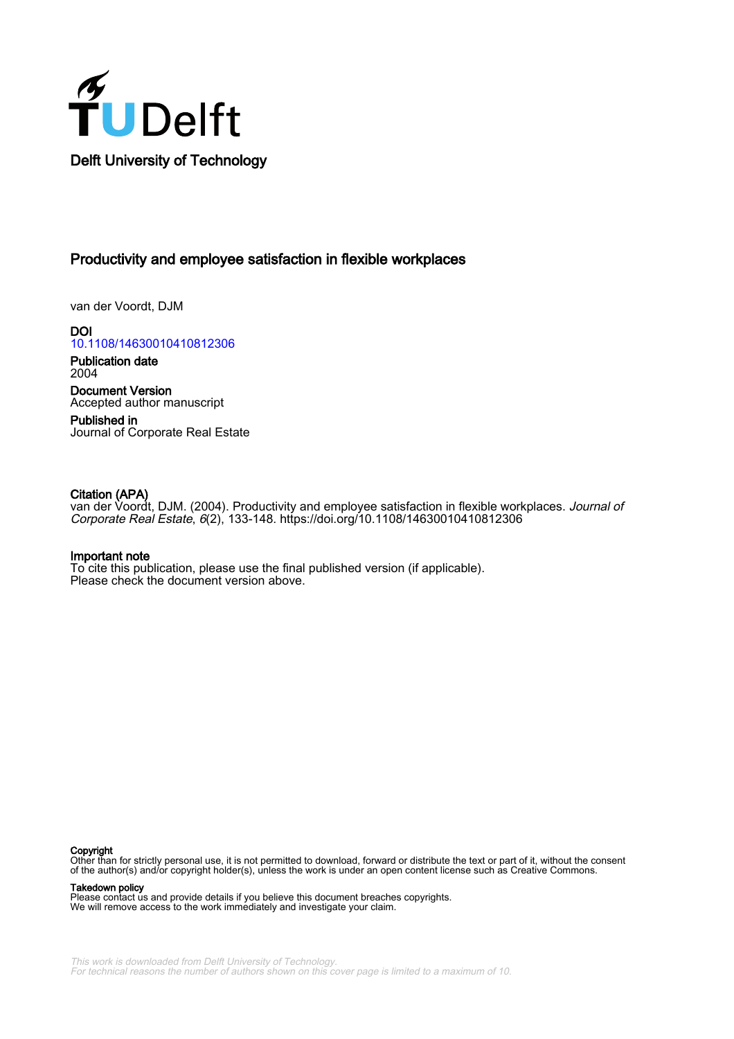Delft University of Technology

# Productivity and employee satisfaction in flexible workplaces

van der Voordt, DJM

**DOI**
10.1108/14630010410812306

**Publication date**
2004

**Document Version**
Accepted author manuscript

**Published in**
Journal of Corporate Real Estate

**Citation (APA)**
van der Voordt, DJM. (2004). Productivity and employee satisfaction in flexible workplaces. *Journal of Corporate Real Estate*, *6*(2), 133-148. https://doi.org/10.1108/14630010410812306

**Important note**
To cite this publication, please use the final published version (if applicable).
Please check the document version above.

**Copyright**
Other than for strictly personal use, it is not permitted to download, forward or distribute the text or part of it, without the consent of the author(s) and/or copyright holder(s), unless the work is under an open content license such as Creative Commons.

**Takedown policy**
Please contact us and provide details if you believe this document breaches copyrights.
We will remove access to the work immediately and investigate your claim.

*This work is downloaded from Delft University of Technology.*
*For technical reasons the number of authors shown on this cover page is limited to a maximum of 10.*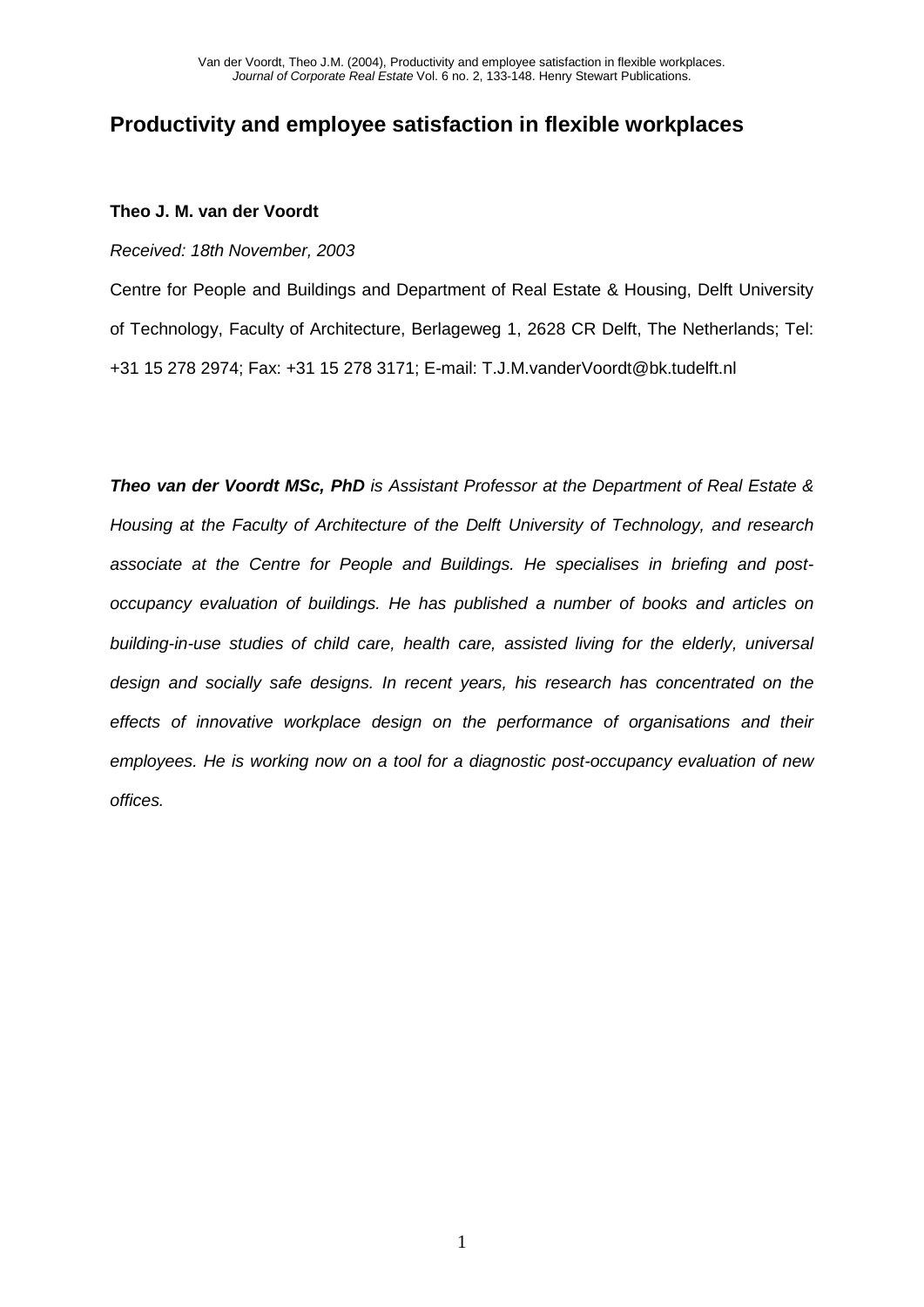# Productivity and employee satisfaction in flexible workplaces

**Theo J. M. van der Voordt**

*Received: 18th November, 2003*

Centre for People and Buildings and Department of Real Estate & Housing, Delft University of Technology, Faculty of Architecture, Berlageweg 1, 2628 CR Delft, The Netherlands; Tel: +31 15 278 2974; Fax: +31 15 278 3171; E-mail: T.J.M.vanderVoordt@bk.tudelft.nl

***Theo van der Voordt MSc, PhD*** *is Assistant Professor at the Department of Real Estate & Housing at the Faculty of Architecture of the Delft University of Technology, and research associate at the Centre for People and Buildings. He specialises in briefing and post-occupancy evaluation of buildings. He has published a number of books and articles on building-in-use studies of child care, health care, assisted living for the elderly, universal design and socially safe designs. In recent years, his research has concentrated on the effects of innovative workplace design on the performance of organisations and their employees. He is working now on a tool for a diagnostic post-occupancy evaluation of new offices.*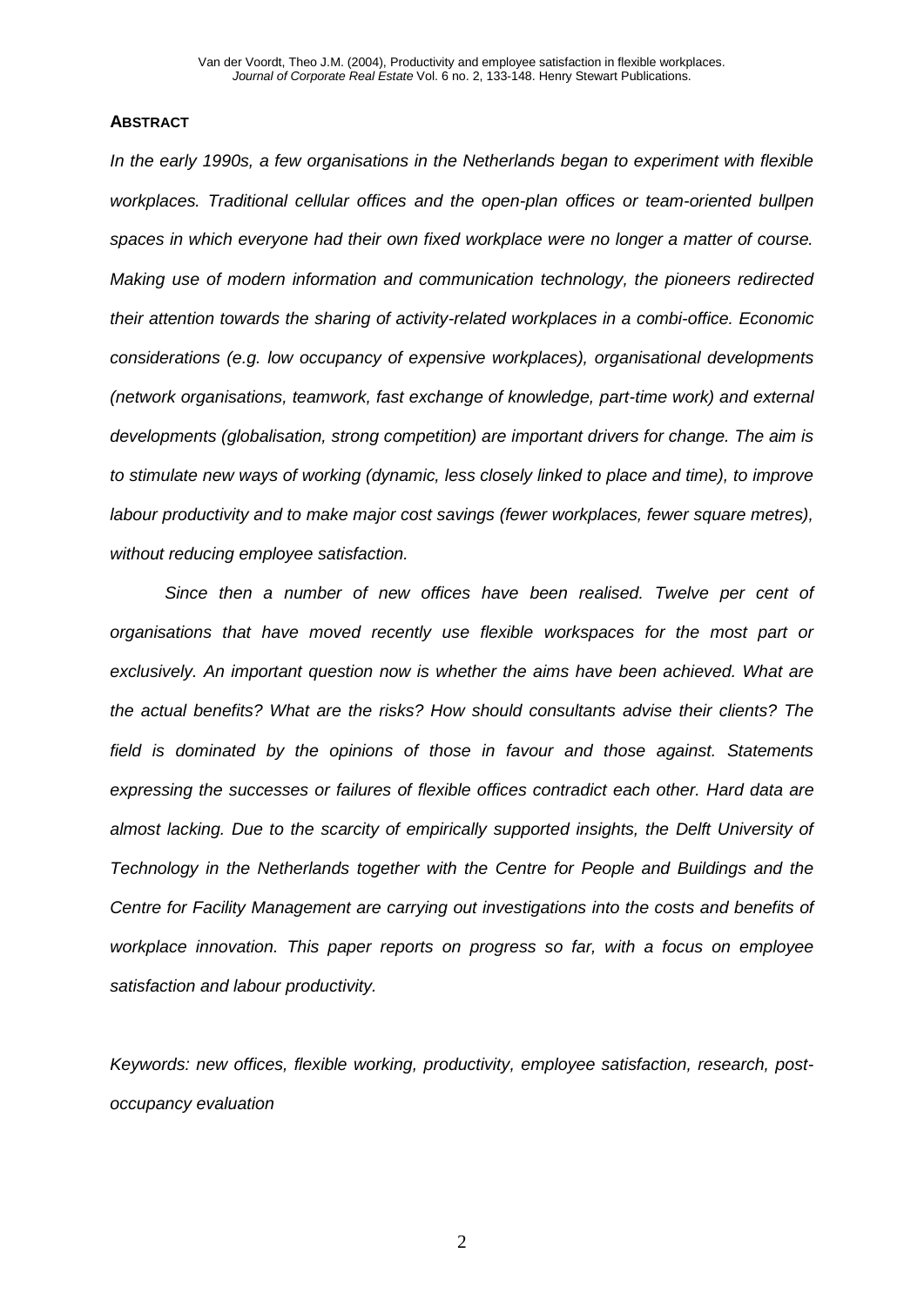**ABSTRACT**

*In the early 1990s, a few organisations in the Netherlands began to experiment with flexible workplaces. Traditional cellular offices and the open-plan offices or team-oriented bullpen spaces in which everyone had their own fixed workplace were no longer a matter of course. Making use of modern information and communication technology, the pioneers redirected their attention towards the sharing of activity-related workplaces in a combi-office. Economic considerations (e.g. low occupancy of expensive workplaces), organisational developments (network organisations, teamwork, fast exchange of knowledge, part-time work) and external developments (globalisation, strong competition) are important drivers for change. The aim is to stimulate new ways of working (dynamic, less closely linked to place and time), to improve labour productivity and to make major cost savings (fewer workplaces, fewer square metres), without reducing employee satisfaction.*

*Since then a number of new offices have been realised. Twelve per cent of organisations that have moved recently use flexible workspaces for the most part or exclusively. An important question now is whether the aims have been achieved. What are the actual benefits? What are the risks? How should consultants advise their clients? The field is dominated by the opinions of those in favour and those against. Statements expressing the successes or failures of flexible offices contradict each other. Hard data are almost lacking. Due to the scarcity of empirically supported insights, the Delft University of Technology in the Netherlands together with the Centre for People and Buildings and the Centre for Facility Management are carrying out investigations into the costs and benefits of workplace innovation. This paper reports on progress so far, with a focus on employee satisfaction and labour productivity.*

*Keywords: new offices, flexible working, productivity, employee satisfaction, research, post-occupancy evaluation*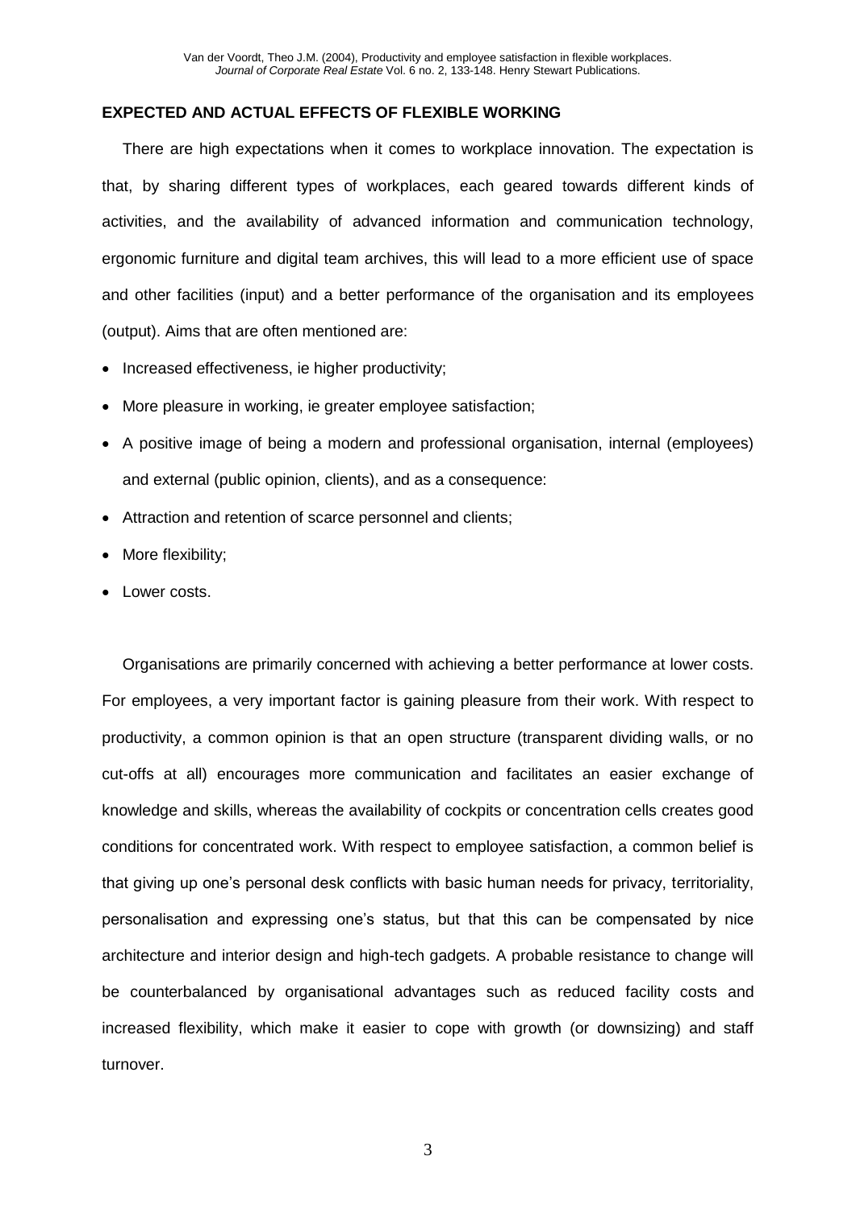## EXPECTED AND ACTUAL EFFECTS OF FLEXIBLE WORKING

There are high expectations when it comes to workplace innovation. The expectation is that, by sharing different types of workplaces, each geared towards different kinds of activities, and the availability of advanced information and communication technology, ergonomic furniture and digital team archives, this will lead to a more efficient use of space and other facilities (input) and a better performance of the organisation and its employees (output). Aims that are often mentioned are:

- Increased effectiveness, ie higher productivity;
- More pleasure in working, ie greater employee satisfaction;
- A positive image of being a modern and professional organisation, internal (employees) and external (public opinion, clients), and as a consequence:
- Attraction and retention of scarce personnel and clients;
- More flexibility;
- Lower costs.

Organisations are primarily concerned with achieving a better performance at lower costs. For employees, a very important factor is gaining pleasure from their work. With respect to productivity, a common opinion is that an open structure (transparent dividing walls, or no cut-offs at all) encourages more communication and facilitates an easier exchange of knowledge and skills, whereas the availability of cockpits or concentration cells creates good conditions for concentrated work. With respect to employee satisfaction, a common belief is that giving up one's personal desk conflicts with basic human needs for privacy, territoriality, personalisation and expressing one's status, but that this can be compensated by nice architecture and interior design and high-tech gadgets. A probable resistance to change will be counterbalanced by organisational advantages such as reduced facility costs and increased flexibility, which make it easier to cope with growth (or downsizing) and staff turnover.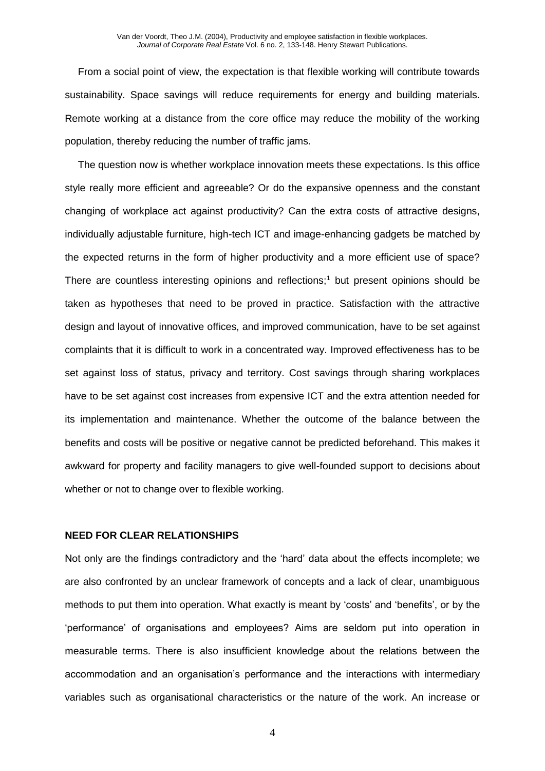From a social point of view, the expectation is that flexible working will contribute towards sustainability. Space savings will reduce requirements for energy and building materials. Remote working at a distance from the core office may reduce the mobility of the working population, thereby reducing the number of traffic jams.

The question now is whether workplace innovation meets these expectations. Is this office style really more efficient and agreeable? Or do the expansive openness and the constant changing of workplace act against productivity? Can the extra costs of attractive designs, individually adjustable furniture, high-tech ICT and image-enhancing gadgets be matched by the expected returns in the form of higher productivity and a more efficient use of space? There are countless interesting opinions and reflections;[1] but present opinions should be taken as hypotheses that need to be proved in practice. Satisfaction with the attractive design and layout of innovative offices, and improved communication, have to be set against complaints that it is difficult to work in a concentrated way. Improved effectiveness has to be set against loss of status, privacy and territory. Cost savings through sharing workplaces have to be set against cost increases from expensive ICT and the extra attention needed for its implementation and maintenance. Whether the outcome of the balance between the benefits and costs will be positive or negative cannot be predicted beforehand. This makes it awkward for property and facility managers to give well-founded support to decisions about whether or not to change over to flexible working.

## NEED FOR CLEAR RELATIONSHIPS

Not only are the findings contradictory and the 'hard' data about the effects incomplete; we are also confronted by an unclear framework of concepts and a lack of clear, unambiguous methods to put them into operation. What exactly is meant by 'costs' and 'benefits', or by the 'performance' of organisations and employees? Aims are seldom put into operation in measurable terms. There is also insufficient knowledge about the relations between the accommodation and an organisation's performance and the interactions with intermediary variables such as organisational characteristics or the nature of the work. An increase or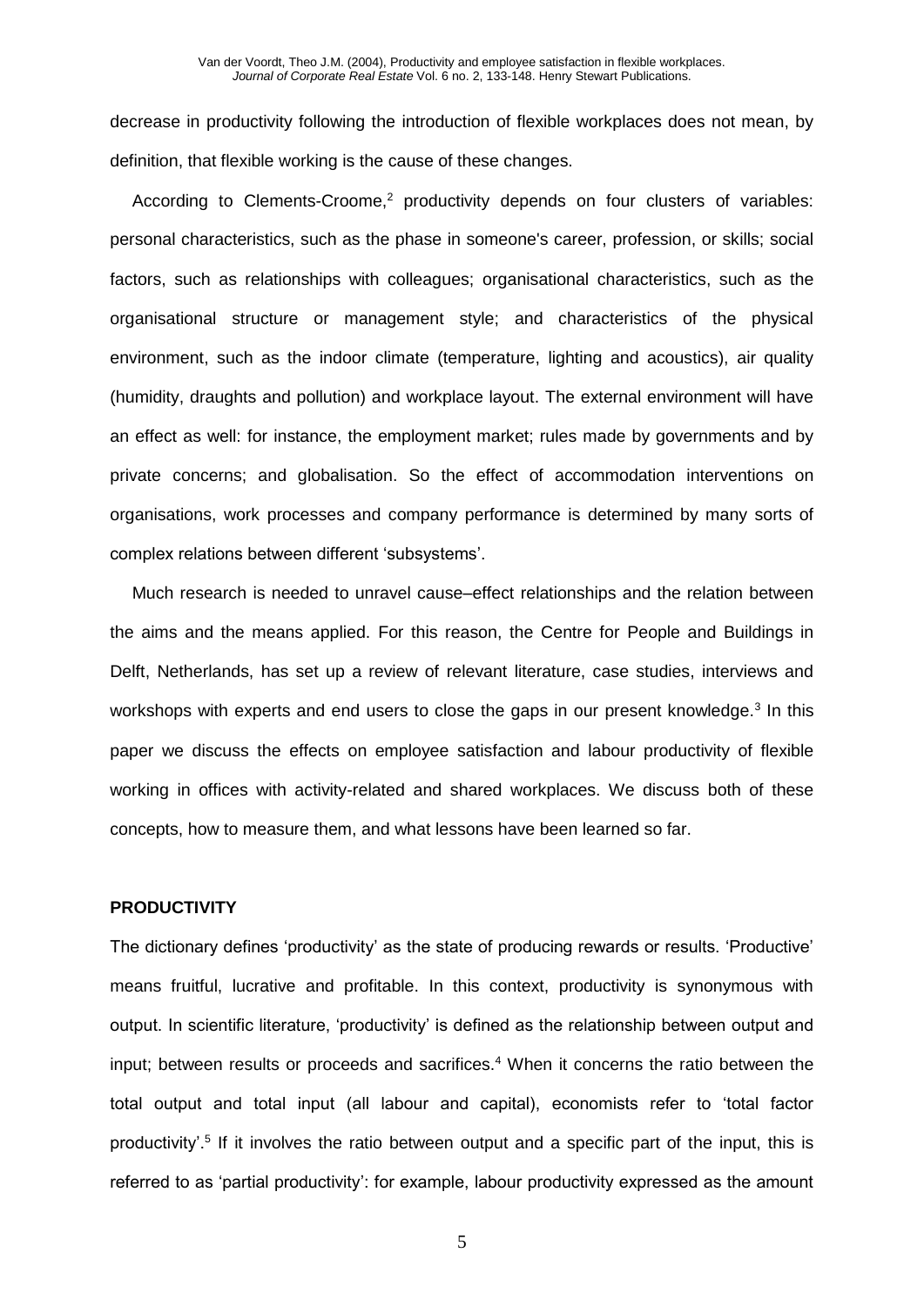decrease in productivity following the introduction of flexible workplaces does not mean, by definition, that flexible working is the cause of these changes.

According to Clements-Croome,[2] productivity depends on four clusters of variables: personal characteristics, such as the phase in someone's career, profession, or skills; social factors, such as relationships with colleagues; organisational characteristics, such as the organisational structure or management style; and characteristics of the physical environment, such as the indoor climate (temperature, lighting and acoustics), air quality (humidity, draughts and pollution) and workplace layout. The external environment will have an effect as well: for instance, the employment market; rules made by governments and by private concerns; and globalisation. So the effect of accommodation interventions on organisations, work processes and company performance is determined by many sorts of complex relations between different 'subsystems'.

Much research is needed to unravel cause–effect relationships and the relation between the aims and the means applied. For this reason, the Centre for People and Buildings in Delft, Netherlands, has set up a review of relevant literature, case studies, interviews and workshops with experts and end users to close the gaps in our present knowledge.[3] In this paper we discuss the effects on employee satisfaction and labour productivity of flexible working in offices with activity-related and shared workplaces. We discuss both of these concepts, how to measure them, and what lessons have been learned so far.

**PRODUCTIVITY**

The dictionary defines 'productivity' as the state of producing rewards or results. 'Productive' means fruitful, lucrative and profitable. In this context, productivity is synonymous with output. In scientific literature, 'productivity' is defined as the relationship between output and input; between results or proceeds and sacrifices.[4] When it concerns the ratio between the total output and total input (all labour and capital), economists refer to 'total factor productivity'.[5] If it involves the ratio between output and a specific part of the input, this is referred to as 'partial productivity': for example, labour productivity expressed as the amount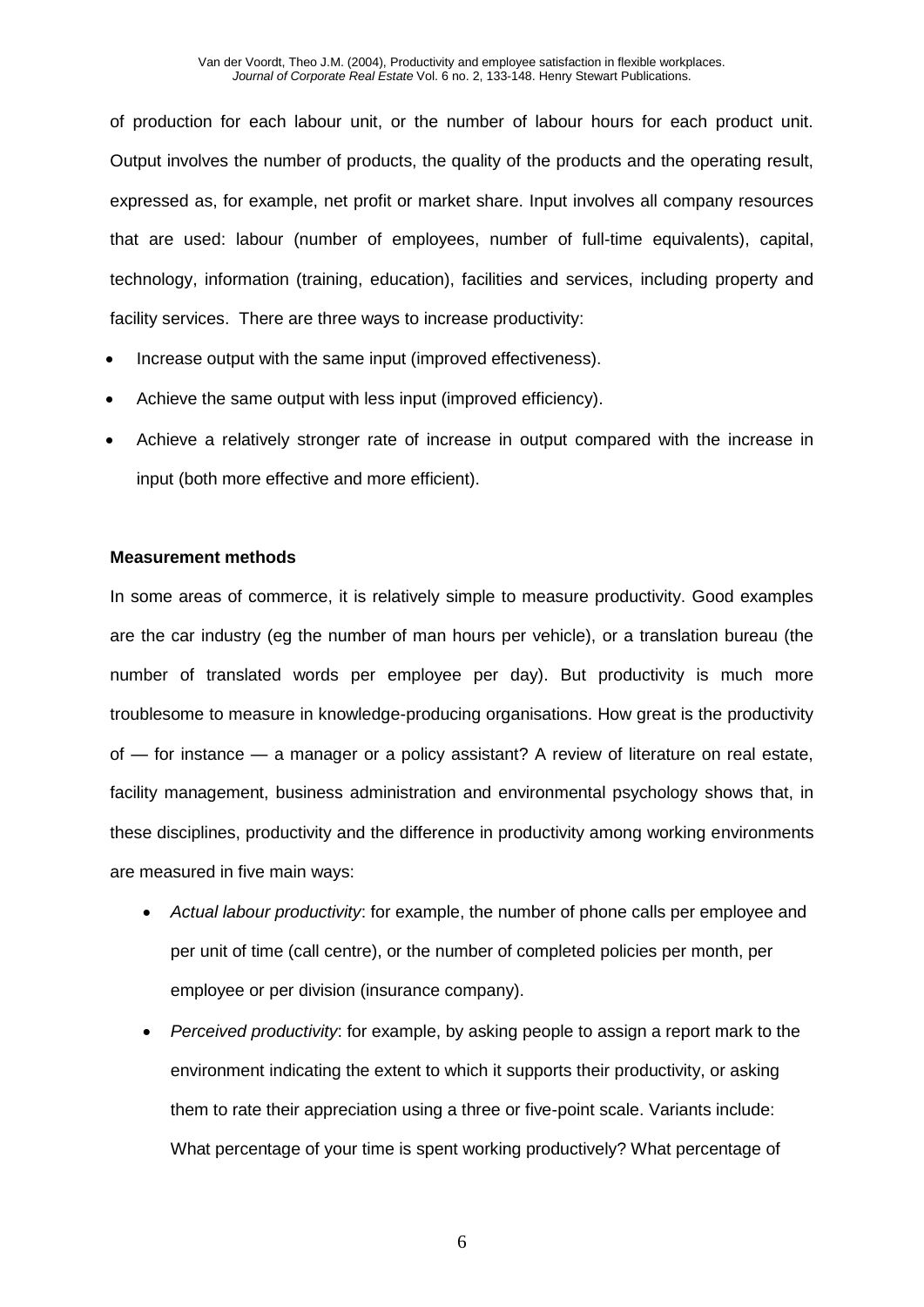of production for each labour unit, or the number of labour hours for each product unit. Output involves the number of products, the quality of the products and the operating result, expressed as, for example, net profit or market share. Input involves all company resources that are used: labour (number of employees, number of full-time equivalents), capital, technology, information (training, education), facilities and services, including property and facility services. There are three ways to increase productivity:

- Increase output with the same input (improved effectiveness).
- Achieve the same output with less input (improved efficiency).
- Achieve a relatively stronger rate of increase in output compared with the increase in input (both more effective and more efficient).

**Measurement methods**

In some areas of commerce, it is relatively simple to measure productivity. Good examples are the car industry (eg the number of man hours per vehicle), or a translation bureau (the number of translated words per employee per day). But productivity is much more troublesome to measure in knowledge-producing organisations. How great is the productivity of — for instance — a manager or a policy assistant? A review of literature on real estate, facility management, business administration and environmental psychology shows that, in these disciplines, productivity and the difference in productivity among working environments are measured in five main ways:

- *Actual labour productivity*: for example, the number of phone calls per employee and per unit of time (call centre), or the number of completed policies per month, per employee or per division (insurance company).
- *Perceived productivity*: for example, by asking people to assign a report mark to the environment indicating the extent to which it supports their productivity, or asking them to rate their appreciation using a three or five-point scale. Variants include: What percentage of your time is spent working productively? What percentage of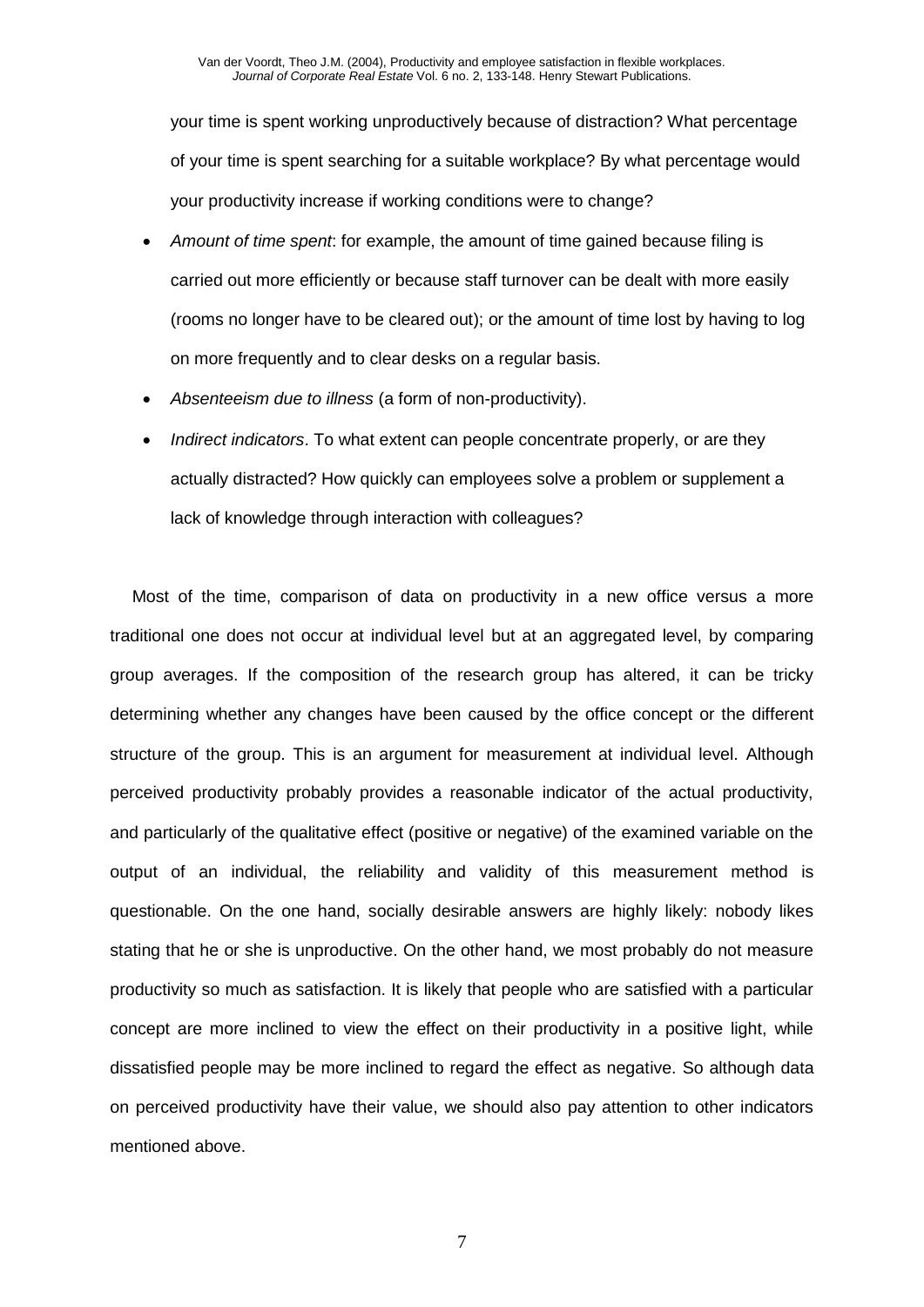your time is spent working unproductively because of distraction? What percentage of your time is spent searching for a suitable workplace? By what percentage would your productivity increase if working conditions were to change?

- *Amount of time spent*: for example, the amount of time gained because filing is carried out more efficiently or because staff turnover can be dealt with more easily (rooms no longer have to be cleared out); or the amount of time lost by having to log on more frequently and to clear desks on a regular basis.
- *Absenteeism due to illness* (a form of non-productivity).
- *Indirect indicators*. To what extent can people concentrate properly, or are they actually distracted? How quickly can employees solve a problem or supplement a lack of knowledge through interaction with colleagues?

Most of the time, comparison of data on productivity in a new office versus a more traditional one does not occur at individual level but at an aggregated level, by comparing group averages. If the composition of the research group has altered, it can be tricky determining whether any changes have been caused by the office concept or the different structure of the group. This is an argument for measurement at individual level. Although perceived productivity probably provides a reasonable indicator of the actual productivity, and particularly of the qualitative effect (positive or negative) of the examined variable on the output of an individual, the reliability and validity of this measurement method is questionable. On the one hand, socially desirable answers are highly likely: nobody likes stating that he or she is unproductive. On the other hand, we most probably do not measure productivity so much as satisfaction. It is likely that people who are satisfied with a particular concept are more inclined to view the effect on their productivity in a positive light, while dissatisfied people may be more inclined to regard the effect as negative. So although data on perceived productivity have their value, we should also pay attention to other indicators mentioned above.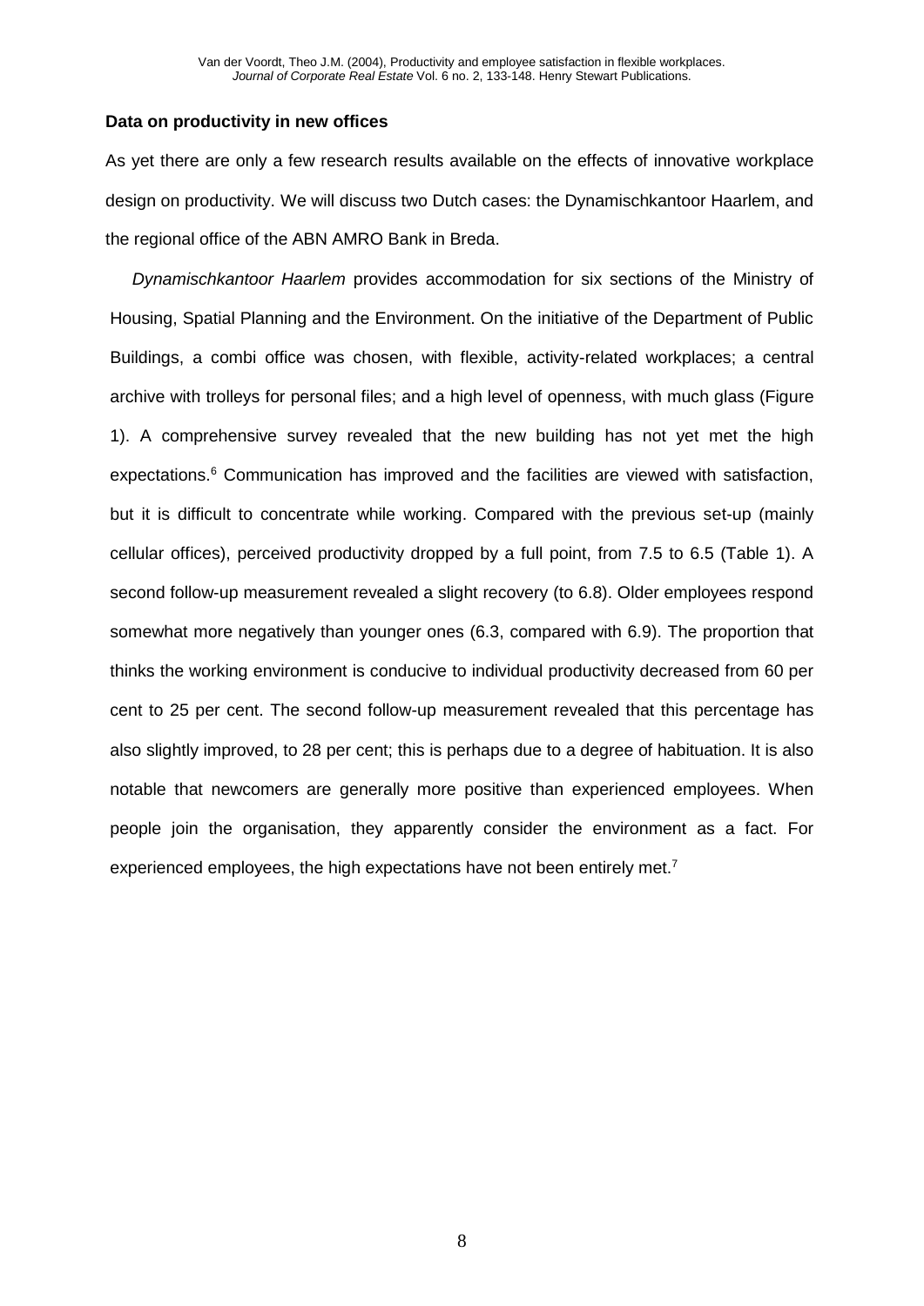**Data on productivity in new offices**

As yet there are only a few research results available on the effects of innovative workplace design on productivity. We will discuss two Dutch cases: the Dynamischkantoor Haarlem, and the regional office of the ABN AMRO Bank in Breda.

*Dynamischkantoor Haarlem* provides accommodation for six sections of the Ministry of Housing, Spatial Planning and the Environment. On the initiative of the Department of Public Buildings, a combi office was chosen, with flexible, activity-related workplaces; a central archive with trolleys for personal files; and a high level of openness, with much glass (Figure 1). A comprehensive survey revealed that the new building has not yet met the high expectations.[6] Communication has improved and the facilities are viewed with satisfaction, but it is difficult to concentrate while working. Compared with the previous set-up (mainly cellular offices), perceived productivity dropped by a full point, from 7.5 to 6.5 (Table 1). A second follow-up measurement revealed a slight recovery (to 6.8). Older employees respond somewhat more negatively than younger ones (6.3, compared with 6.9). The proportion that thinks the working environment is conducive to individual productivity decreased from 60 per cent to 25 per cent. The second follow-up measurement revealed that this percentage has also slightly improved, to 28 per cent; this is perhaps due to a degree of habituation. It is also notable that newcomers are generally more positive than experienced employees. When people join the organisation, they apparently consider the environment as a fact. For experienced employees, the high expectations have not been entirely met.[7]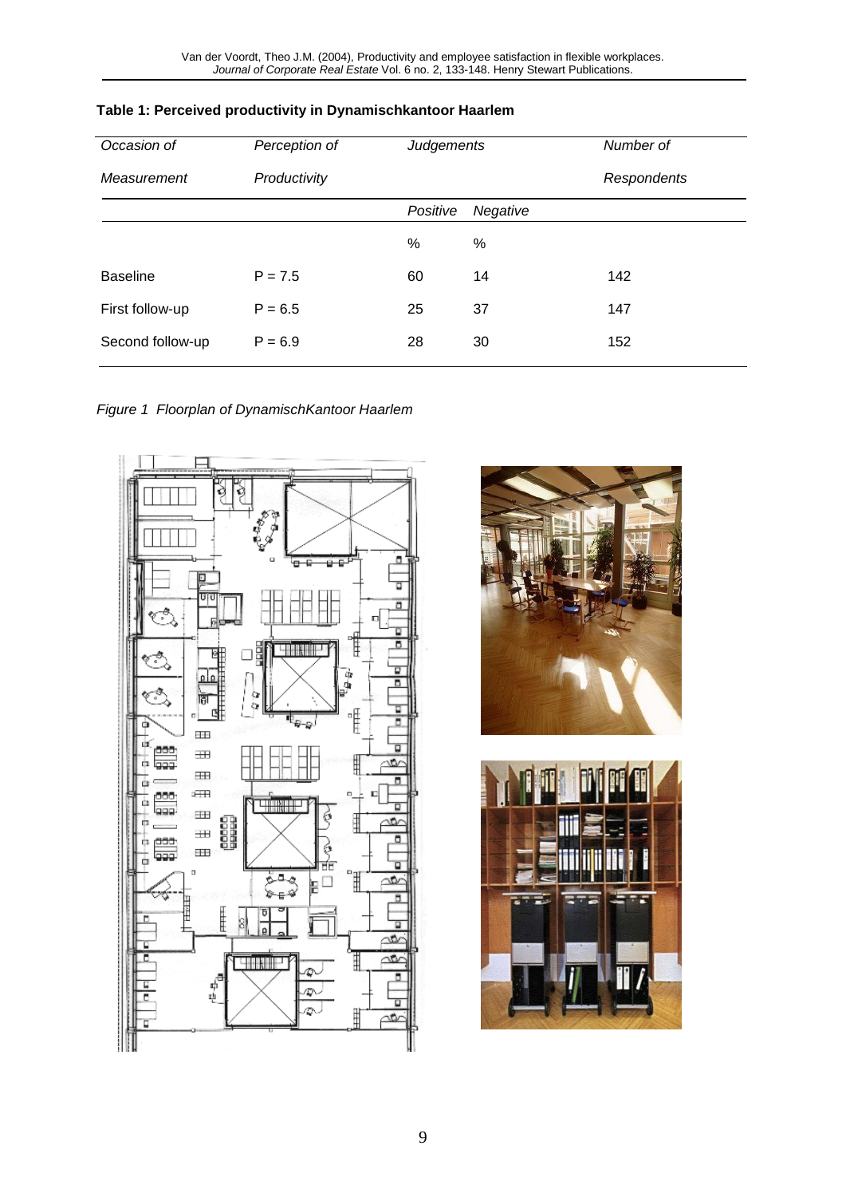**Table 1: Perceived productivity in Dynamischkantoor Haarlem**

| *Occasion of Measurement* | *Perception of Productivity* | *Judgements* | | *Number of Respondents* |
|---|---|---|---|---|
| | | *Positive* | *Negative* | |
| | | % | % | |
| Baseline | P = 7.5 | 60 | 14 | 142 |
| First follow-up | P = 6.5 | 25 | 37 | 147 |
| Second follow-up | P = 6.9 | 28 | 30 | 152 |

*Figure 1  Floorplan of DynamischKantoor Haarlem*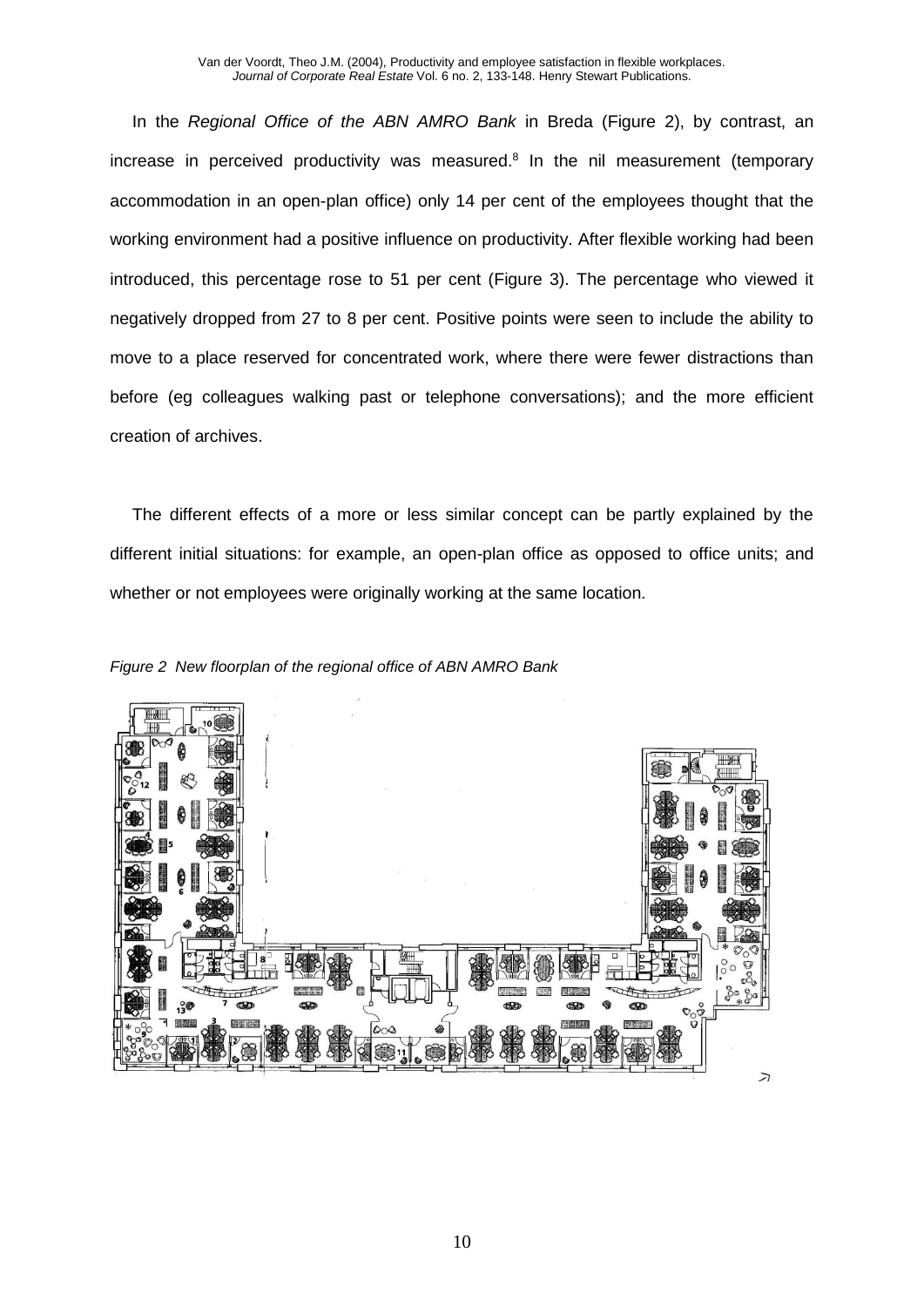In the *Regional Office of the ABN AMRO Bank* in Breda (Figure 2), by contrast, an increase in perceived productivity was measured.[8] In the nil measurement (temporary accommodation in an open-plan office) only 14 per cent of the employees thought that the working environment had a positive influence on productivity. After flexible working had been introduced, this percentage rose to 51 per cent (Figure 3). The percentage who viewed it negatively dropped from 27 to 8 per cent. Positive points were seen to include the ability to move to a place reserved for concentrated work, where there were fewer distractions than before (eg colleagues walking past or telephone conversations); and the more efficient creation of archives.

The different effects of a more or less similar concept can be partly explained by the different initial situations: for example, an open-plan office as opposed to office units; and whether or not employees were originally working at the same location.

*Figure 2 New floorplan of the regional office of ABN AMRO Bank*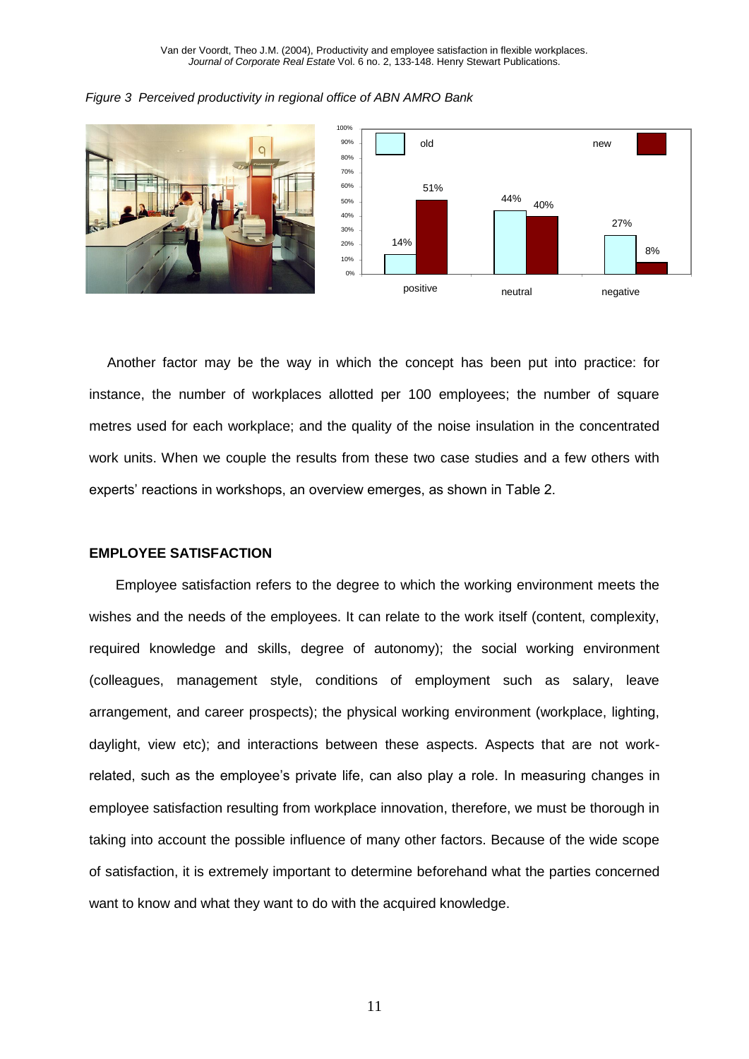*Figure 3 Perceived productivity in regional office of ABN AMRO Bank*

Another factor may be the way in which the concept has been put into practice: for instance, the number of workplaces allotted per 100 employees; the number of square metres used for each workplace; and the quality of the noise insulation in the concentrated work units. When we couple the results from these two case studies and a few others with experts' reactions in workshops, an overview emerges, as shown in Table 2.

## EMPLOYEE SATISFACTION

Employee satisfaction refers to the degree to which the working environment meets the wishes and the needs of the employees. It can relate to the work itself (content, complexity, required knowledge and skills, degree of autonomy); the social working environment (colleagues, management style, conditions of employment such as salary, leave arrangement, and career prospects); the physical working environment (workplace, lighting, daylight, view etc); and interactions between these aspects. Aspects that are not work-related, such as the employee's private life, can also play a role. In measuring changes in employee satisfaction resulting from workplace innovation, therefore, we must be thorough in taking into account the possible influence of many other factors. Because of the wide scope of satisfaction, it is extremely important to determine beforehand what the parties concerned want to know and what they want to do with the acquired knowledge.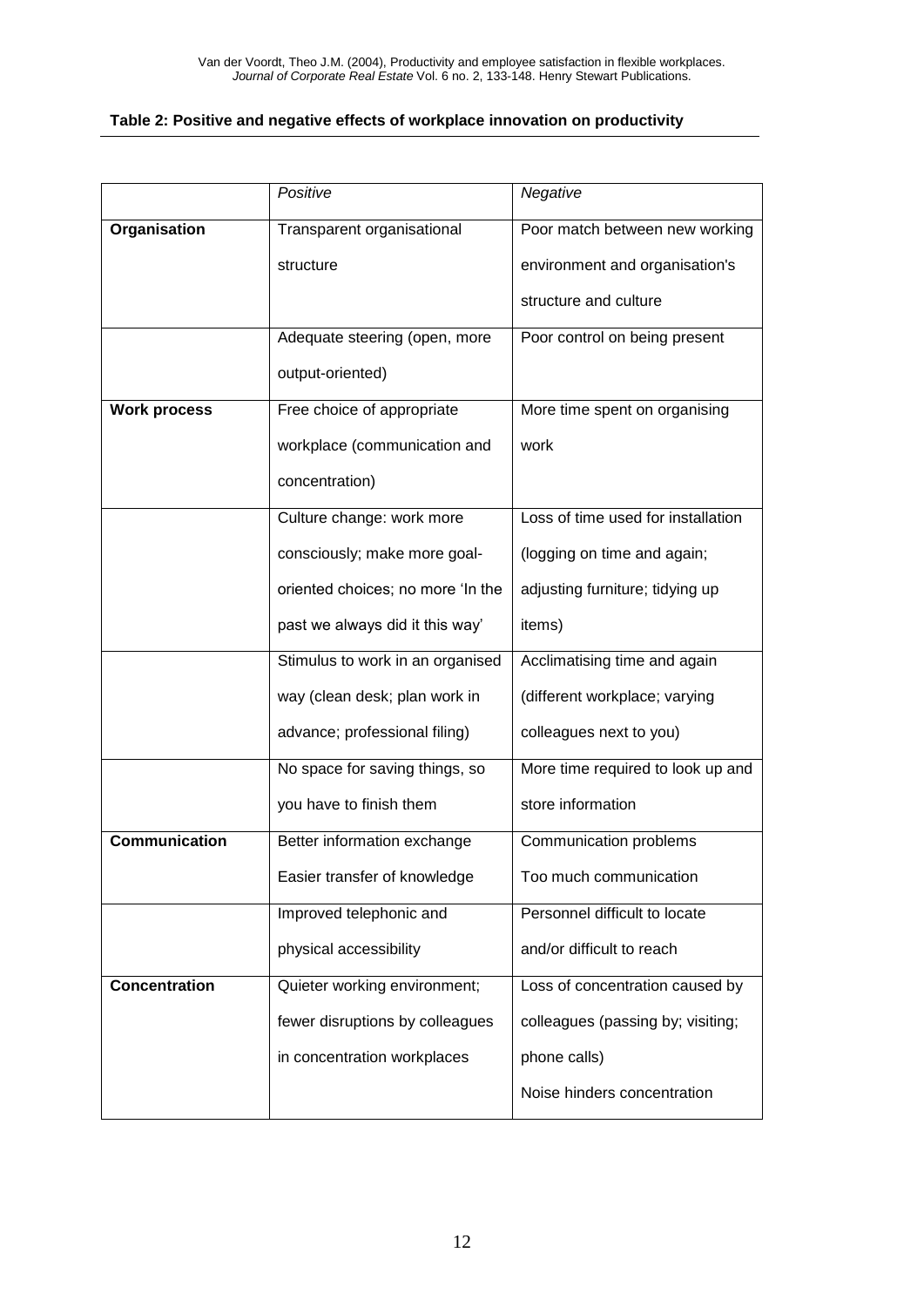**Table 2: Positive and negative effects of workplace innovation on productivity**

| | *Positive* | *Negative* |
|---|---|---|
| **Organisation** | Transparent organisational structure | Poor match between new working environment and organisation's structure and culture |
| | Adequate steering (open, more output-oriented) | Poor control on being present |
| **Work process** | Free choice of appropriate workplace (communication and concentration) | More time spent on organising work |
| | Culture change: work more consciously; make more goal-oriented choices; no more 'In the past we always did it this way' | Loss of time used for installation (logging on time and again; adjusting furniture; tidying up items) |
| | Stimulus to work in an organised way (clean desk; plan work in advance; professional filing) | Acclimatising time and again (different workplace; varying colleagues next to you) |
| | No space for saving things, so you have to finish them | More time required to look up and store information |
| **Communication** | Better information exchange<br>Easier transfer of knowledge | Communication problems<br>Too much communication |
| | Improved telephonic and physical accessibility | Personnel difficult to locate and/or difficult to reach |
| **Concentration** | Quieter working environment; fewer disruptions by colleagues in concentration workplaces | Loss of concentration caused by colleagues (passing by; visiting; phone calls)<br>Noise hinders concentration |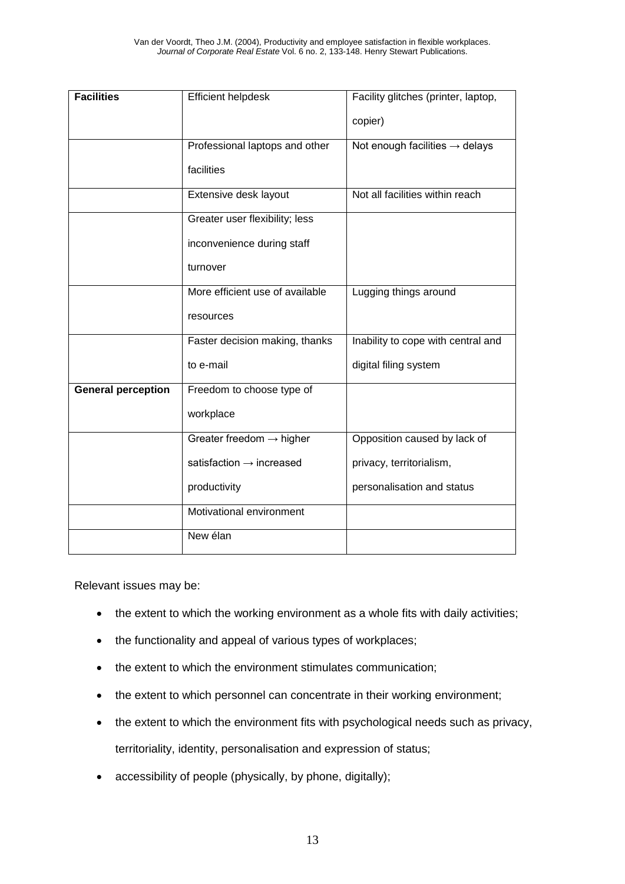| | | |
|---|---|---|
| **Facilities** | Efficient helpdesk | Facility glitches (printer, laptop, copier) |
| | Professional laptops and other facilities | Not enough facilities → delays |
| | Extensive desk layout | Not all facilities within reach |
| | Greater user flexibility; less inconvenience during staff turnover | |
| | More efficient use of available resources | Lugging things around |
| | Faster decision making, thanks to e-mail | Inability to cope with central and digital filing system |
| **General perception** | Freedom to choose type of workplace | |
| | Greater freedom → higher satisfaction → increased productivity | Opposition caused by lack of privacy, territorialism, personalisation and status |
| | Motivational environment | |
| | New élan | |

Relevant issues may be:

- the extent to which the working environment as a whole fits with daily activities;
- the functionality and appeal of various types of workplaces;
- the extent to which the environment stimulates communication;
- the extent to which personnel can concentrate in their working environment;
- the extent to which the environment fits with psychological needs such as privacy, territoriality, identity, personalisation and expression of status;
- accessibility of people (physically, by phone, digitally);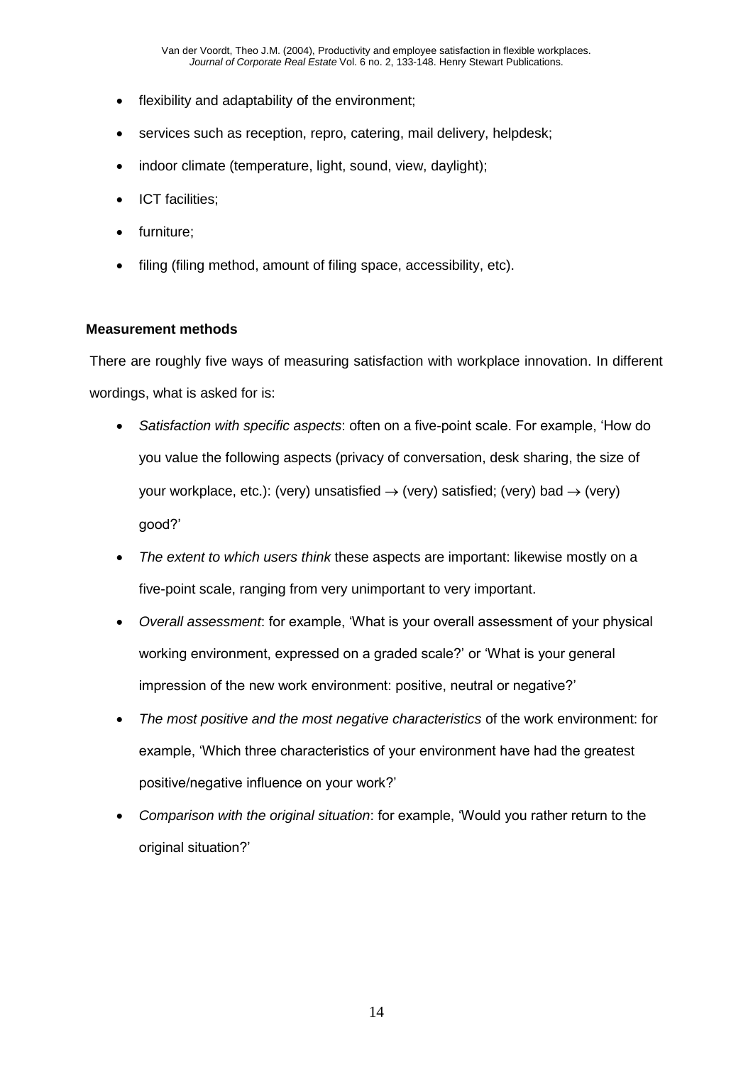- flexibility and adaptability of the environment;
- services such as reception, repro, catering, mail delivery, helpdesk;
- indoor climate (temperature, light, sound, view, daylight);
- ICT facilities;
- furniture;
- filing (filing method, amount of filing space, accessibility, etc).

**Measurement methods**

There are roughly five ways of measuring satisfaction with workplace innovation. In different wordings, what is asked for is:

- *Satisfaction with specific aspects*: often on a five-point scale. For example, 'How do you value the following aspects (privacy of conversation, desk sharing, the size of your workplace, etc.): (very) unsatisfied → (very) satisfied; (very) bad → (very) good?'
- *The extent to which users think* these aspects are important: likewise mostly on a five-point scale, ranging from very unimportant to very important.
- *Overall assessment*: for example, 'What is your overall assessment of your physical working environment, expressed on a graded scale?' or 'What is your general impression of the new work environment: positive, neutral or negative?'
- *The most positive and the most negative characteristics* of the work environment: for example, 'Which three characteristics of your environment have had the greatest positive/negative influence on your work?'
- *Comparison with the original situation*: for example, 'Would you rather return to the original situation?'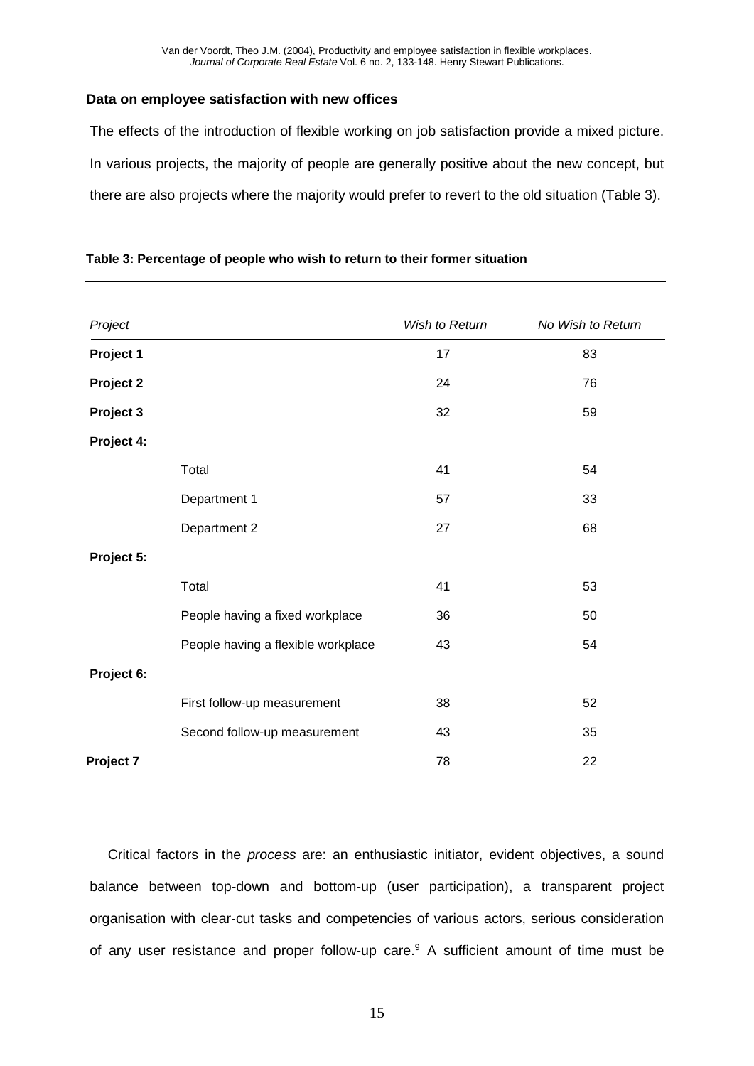**Data on employee satisfaction with new offices**

The effects of the introduction of flexible working on job satisfaction provide a mixed picture. In various projects, the majority of people are generally positive about the new concept, but there are also projects where the majority would prefer to revert to the old situation (Table 3).

**Table 3: Percentage of people who wish to return to their former situation**

| *Project* | | *Wish to Return* | *No Wish to Return* |
|---|---|---|---|
| **Project 1** | | 17 | 83 |
| **Project 2** | | 24 | 76 |
| **Project 3** | | 32 | 59 |
| **Project 4:** | | | |
| | Total | 41 | 54 |
| | Department 1 | 57 | 33 |
| | Department 2 | 27 | 68 |
| **Project 5:** | | | |
| | Total | 41 | 53 |
| | People having a fixed workplace | 36 | 50 |
| | People having a flexible workplace | 43 | 54 |
| **Project 6:** | | | |
| | First follow-up measurement | 38 | 52 |
| | Second follow-up measurement | 43 | 35 |
| **Project 7** | | 78 | 22 |

Critical factors in the *process* are: an enthusiastic initiator, evident objectives, a sound balance between top-down and bottom-up (user participation), a transparent project organisation with clear-cut tasks and competencies of various actors, serious consideration of any user resistance and proper follow-up care.[9] A sufficient amount of time must be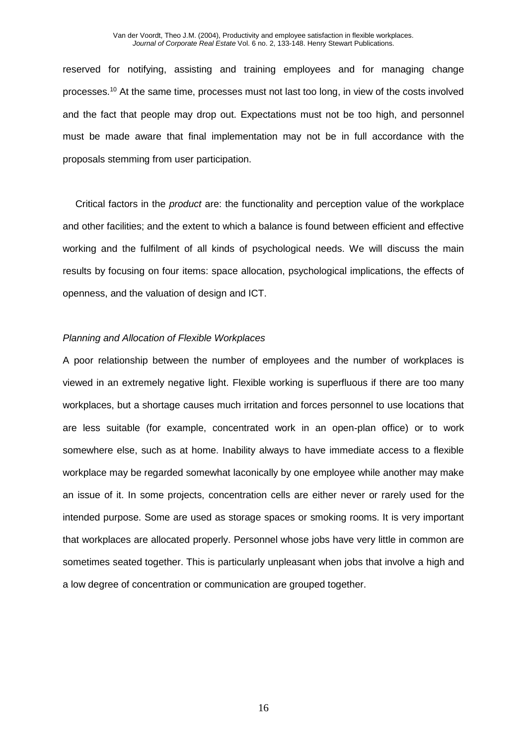reserved for notifying, assisting and training employees and for managing change processes.[10] At the same time, processes must not last too long, in view of the costs involved and the fact that people may drop out. Expectations must not be too high, and personnel must be made aware that final implementation may not be in full accordance with the proposals stemming from user participation.

Critical factors in the *product* are: the functionality and perception value of the workplace and other facilities; and the extent to which a balance is found between efficient and effective working and the fulfilment of all kinds of psychological needs. We will discuss the main results by focusing on four items: space allocation, psychological implications, the effects of openness, and the valuation of design and ICT.

*Planning and Allocation of Flexible Workplaces*

A poor relationship between the number of employees and the number of workplaces is viewed in an extremely negative light. Flexible working is superfluous if there are too many workplaces, but a shortage causes much irritation and forces personnel to use locations that are less suitable (for example, concentrated work in an open-plan office) or to work somewhere else, such as at home. Inability always to have immediate access to a flexible workplace may be regarded somewhat laconically by one employee while another may make an issue of it. In some projects, concentration cells are either never or rarely used for the intended purpose. Some are used as storage spaces or smoking rooms. It is very important that workplaces are allocated properly. Personnel whose jobs have very little in common are sometimes seated together. This is particularly unpleasant when jobs that involve a high and a low degree of concentration or communication are grouped together.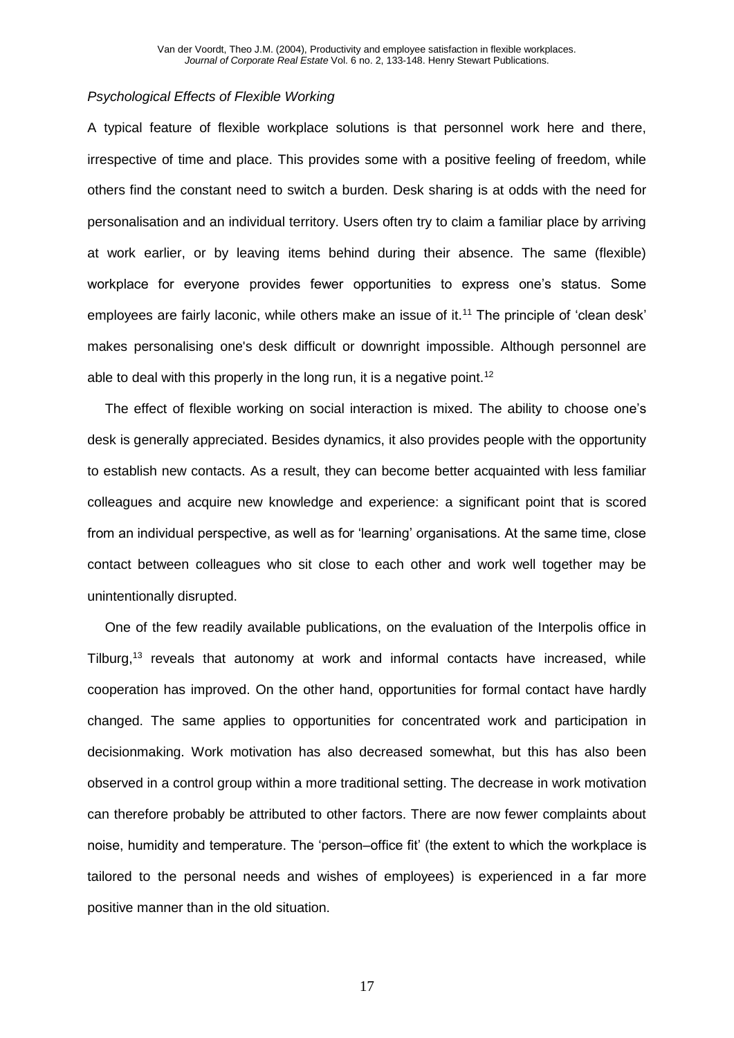*Psychological Effects of Flexible Working*

A typical feature of flexible workplace solutions is that personnel work here and there, irrespective of time and place. This provides some with a positive feeling of freedom, while others find the constant need to switch a burden. Desk sharing is at odds with the need for personalisation and an individual territory. Users often try to claim a familiar place by arriving at work earlier, or by leaving items behind during their absence. The same (flexible) workplace for everyone provides fewer opportunities to express one's status. Some employees are fairly laconic, while others make an issue of it.[11] The principle of 'clean desk' makes personalising one's desk difficult or downright impossible. Although personnel are able to deal with this properly in the long run, it is a negative point.[12]

The effect of flexible working on social interaction is mixed. The ability to choose one's desk is generally appreciated. Besides dynamics, it also provides people with the opportunity to establish new contacts. As a result, they can become better acquainted with less familiar colleagues and acquire new knowledge and experience: a significant point that is scored from an individual perspective, as well as for 'learning' organisations. At the same time, close contact between colleagues who sit close to each other and work well together may be unintentionally disrupted.

One of the few readily available publications, on the evaluation of the Interpolis office in Tilburg,[13] reveals that autonomy at work and informal contacts have increased, while cooperation has improved. On the other hand, opportunities for formal contact have hardly changed. The same applies to opportunities for concentrated work and participation in decisionmaking. Work motivation has also decreased somewhat, but this has also been observed in a control group within a more traditional setting. The decrease in work motivation can therefore probably be attributed to other factors. There are now fewer complaints about noise, humidity and temperature. The 'person–office fit' (the extent to which the workplace is tailored to the personal needs and wishes of employees) is experienced in a far more positive manner than in the old situation.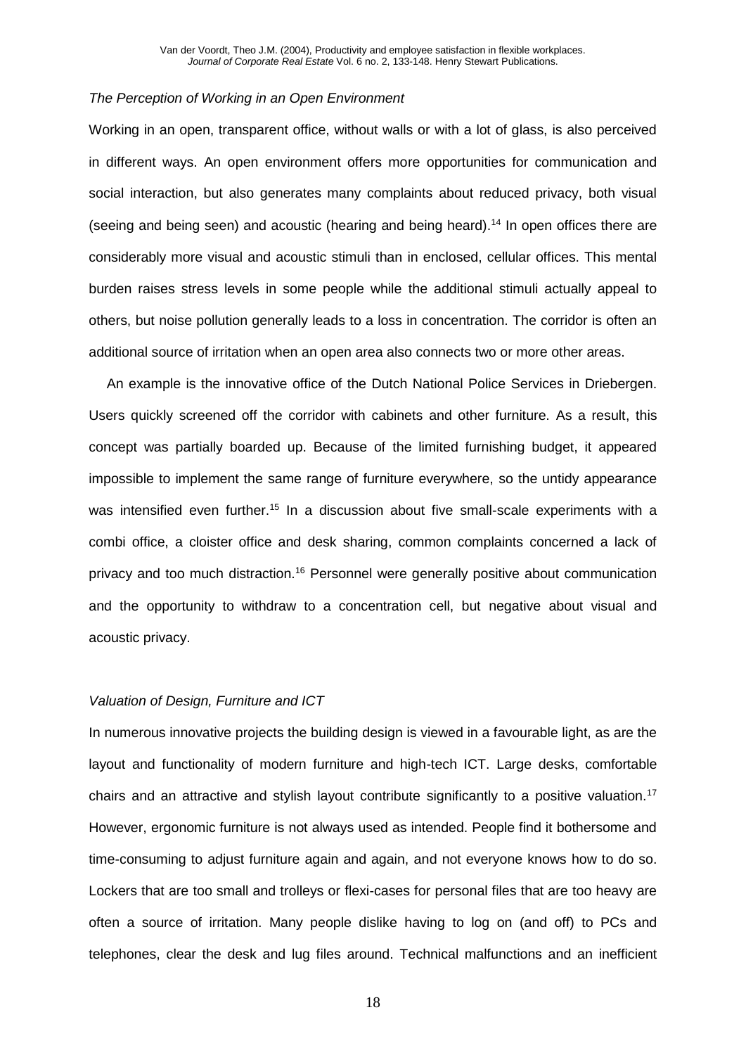*The Perception of Working in an Open Environment*

Working in an open, transparent office, without walls or with a lot of glass, is also perceived in different ways. An open environment offers more opportunities for communication and social interaction, but also generates many complaints about reduced privacy, both visual (seeing and being seen) and acoustic (hearing and being heard).[14] In open offices there are considerably more visual and acoustic stimuli than in enclosed, cellular offices. This mental burden raises stress levels in some people while the additional stimuli actually appeal to others, but noise pollution generally leads to a loss in concentration. The corridor is often an additional source of irritation when an open area also connects two or more other areas.

An example is the innovative office of the Dutch National Police Services in Driebergen. Users quickly screened off the corridor with cabinets and other furniture. As a result, this concept was partially boarded up. Because of the limited furnishing budget, it appeared impossible to implement the same range of furniture everywhere, so the untidy appearance was intensified even further.[15] In a discussion about five small-scale experiments with a combi office, a cloister office and desk sharing, common complaints concerned a lack of privacy and too much distraction.[16] Personnel were generally positive about communication and the opportunity to withdraw to a concentration cell, but negative about visual and acoustic privacy.

*Valuation of Design, Furniture and ICT*

In numerous innovative projects the building design is viewed in a favourable light, as are the layout and functionality of modern furniture and high-tech ICT. Large desks, comfortable chairs and an attractive and stylish layout contribute significantly to a positive valuation.[17] However, ergonomic furniture is not always used as intended. People find it bothersome and time-consuming to adjust furniture again and again, and not everyone knows how to do so. Lockers that are too small and trolleys or flexi-cases for personal files that are too heavy are often a source of irritation. Many people dislike having to log on (and off) to PCs and telephones, clear the desk and lug files around. Technical malfunctions and an inefficient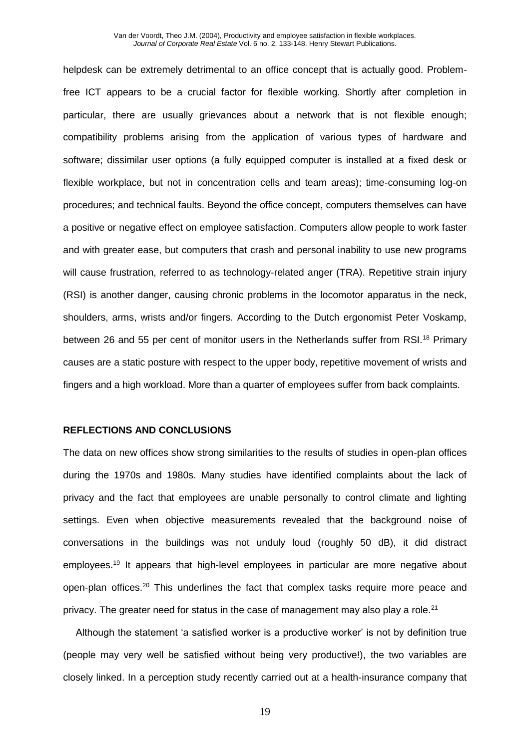helpdesk can be extremely detrimental to an office concept that is actually good. Problem-free ICT appears to be a crucial factor for flexible working. Shortly after completion in particular, there are usually grievances about a network that is not flexible enough; compatibility problems arising from the application of various types of hardware and software; dissimilar user options (a fully equipped computer is installed at a fixed desk or flexible workplace, but not in concentration cells and team areas); time-consuming log-on procedures; and technical faults. Beyond the office concept, computers themselves can have a positive or negative effect on employee satisfaction. Computers allow people to work faster and with greater ease, but computers that crash and personal inability to use new programs will cause frustration, referred to as technology-related anger (TRA). Repetitive strain injury (RSI) is another danger, causing chronic problems in the locomotor apparatus in the neck, shoulders, arms, wrists and/or fingers. According to the Dutch ergonomist Peter Voskamp, between 26 and 55 per cent of monitor users in the Netherlands suffer from RSI.[18] Primary causes are a static posture with respect to the upper body, repetitive movement of wrists and fingers and a high workload. More than a quarter of employees suffer from back complaints.

## REFLECTIONS AND CONCLUSIONS

The data on new offices show strong similarities to the results of studies in open-plan offices during the 1970s and 1980s. Many studies have identified complaints about the lack of privacy and the fact that employees are unable personally to control climate and lighting settings. Even when objective measurements revealed that the background noise of conversations in the buildings was not unduly loud (roughly 50 dB), it did distract employees.[19] It appears that high-level employees in particular are more negative about open-plan offices.[20] This underlines the fact that complex tasks require more peace and privacy. The greater need for status in the case of management may also play a role.[21]

Although the statement 'a satisfied worker is a productive worker' is not by definition true (people may very well be satisfied without being very productive!), the two variables are closely linked. In a perception study recently carried out at a health-insurance company that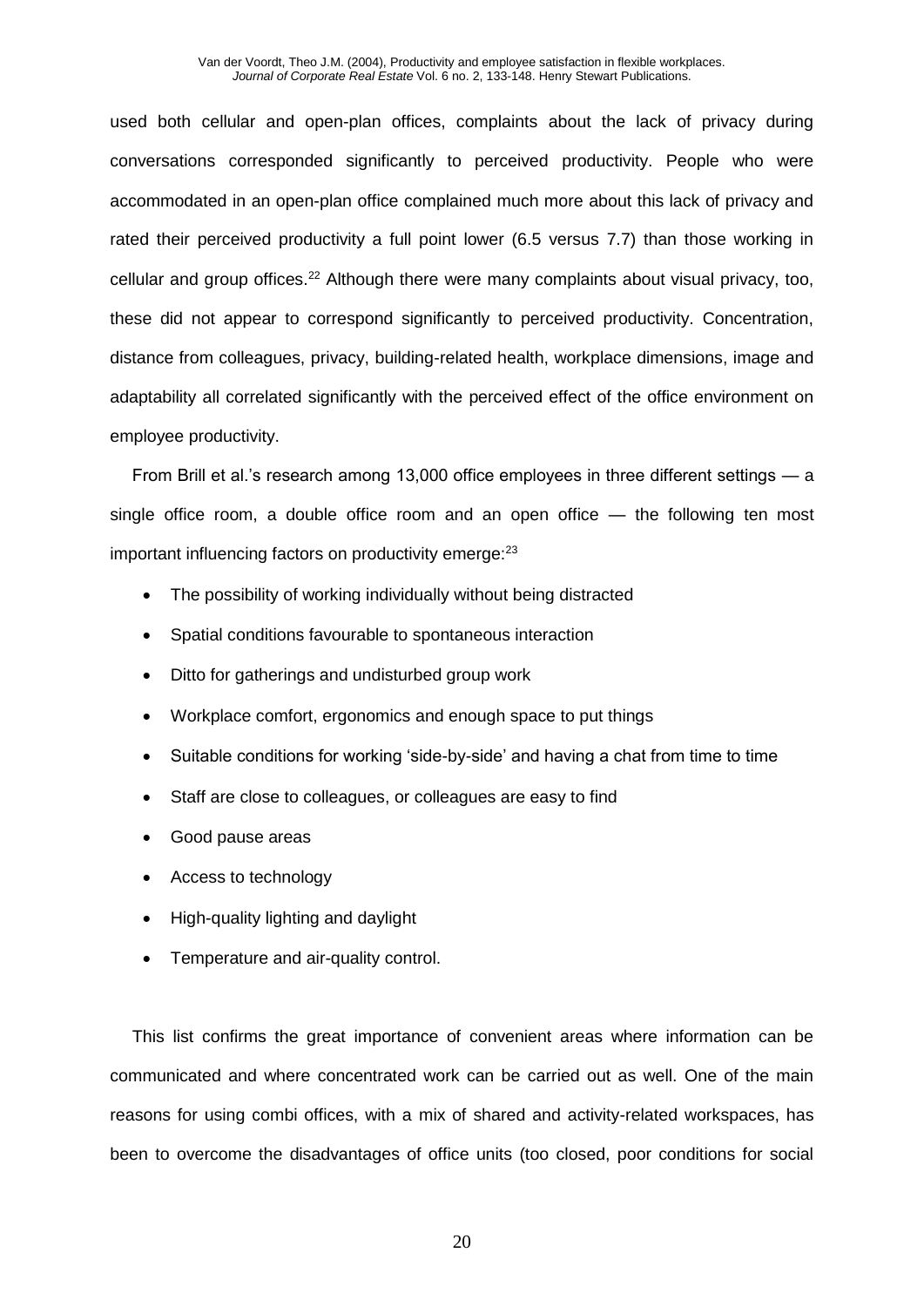used both cellular and open-plan offices, complaints about the lack of privacy during conversations corresponded significantly to perceived productivity. People who were accommodated in an open-plan office complained much more about this lack of privacy and rated their perceived productivity a full point lower (6.5 versus 7.7) than those working in cellular and group offices.[22] Although there were many complaints about visual privacy, too, these did not appear to correspond significantly to perceived productivity. Concentration, distance from colleagues, privacy, building-related health, workplace dimensions, image and adaptability all correlated significantly with the perceived effect of the office environment on employee productivity.

From Brill et al.'s research among 13,000 office employees in three different settings — a single office room, a double office room and an open office — the following ten most important influencing factors on productivity emerge:[23]

- The possibility of working individually without being distracted
- Spatial conditions favourable to spontaneous interaction
- Ditto for gatherings and undisturbed group work
- Workplace comfort, ergonomics and enough space to put things
- Suitable conditions for working 'side-by-side' and having a chat from time to time
- Staff are close to colleagues, or colleagues are easy to find
- Good pause areas
- Access to technology
- High-quality lighting and daylight
- Temperature and air-quality control.

This list confirms the great importance of convenient areas where information can be communicated and where concentrated work can be carried out as well. One of the main reasons for using combi offices, with a mix of shared and activity-related workspaces, has been to overcome the disadvantages of office units (too closed, poor conditions for social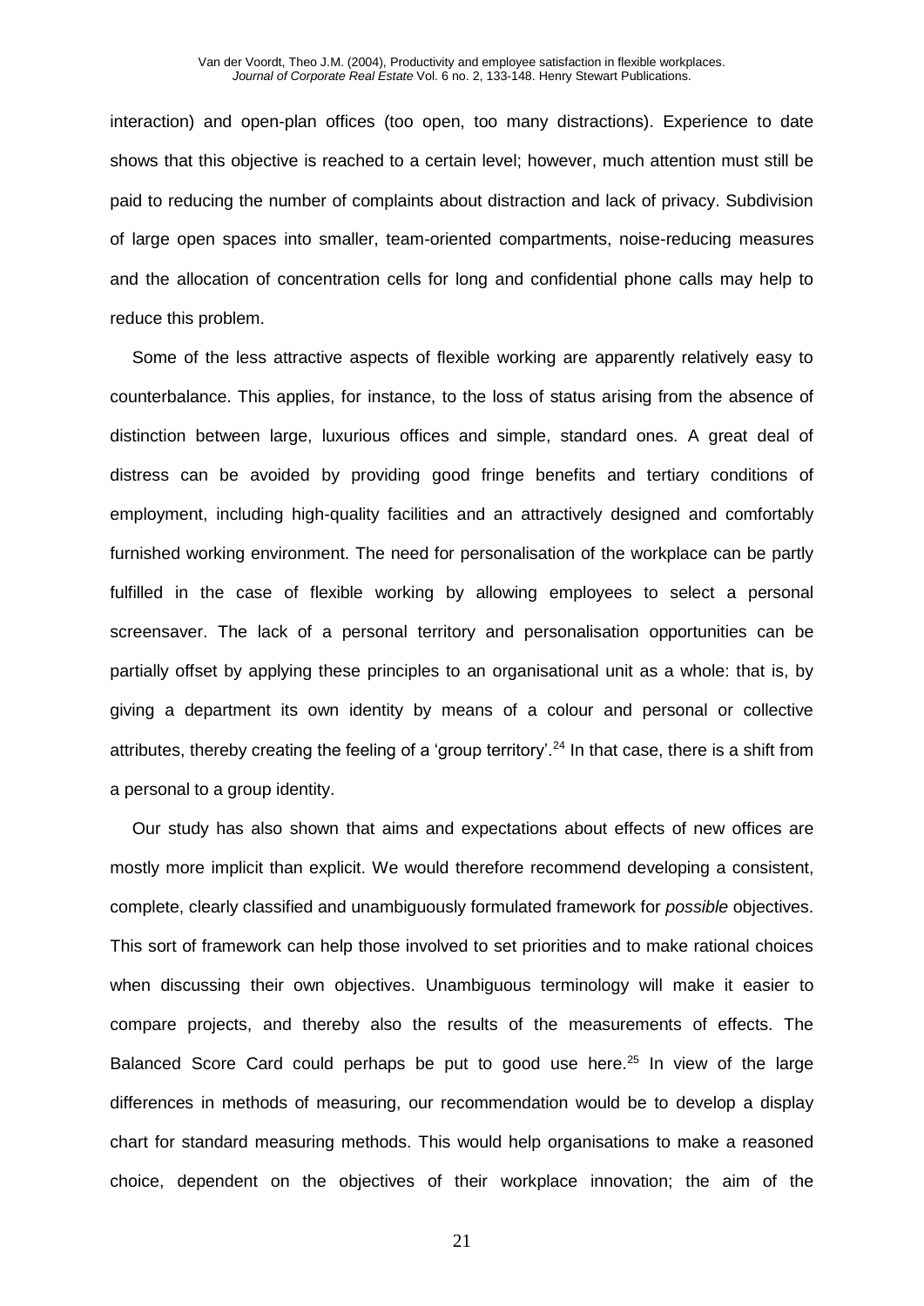interaction) and open-plan offices (too open, too many distractions). Experience to date shows that this objective is reached to a certain level; however, much attention must still be paid to reducing the number of complaints about distraction and lack of privacy. Subdivision of large open spaces into smaller, team-oriented compartments, noise-reducing measures and the allocation of concentration cells for long and confidential phone calls may help to reduce this problem.

Some of the less attractive aspects of flexible working are apparently relatively easy to counterbalance. This applies, for instance, to the loss of status arising from the absence of distinction between large, luxurious offices and simple, standard ones. A great deal of distress can be avoided by providing good fringe benefits and tertiary conditions of employment, including high-quality facilities and an attractively designed and comfortably furnished working environment. The need for personalisation of the workplace can be partly fulfilled in the case of flexible working by allowing employees to select a personal screensaver. The lack of a personal territory and personalisation opportunities can be partially offset by applying these principles to an organisational unit as a whole: that is, by giving a department its own identity by means of a colour and personal or collective attributes, thereby creating the feeling of a 'group territory'.[24] In that case, there is a shift from a personal to a group identity.

Our study has also shown that aims and expectations about effects of new offices are mostly more implicit than explicit. We would therefore recommend developing a consistent, complete, clearly classified and unambiguously formulated framework for *possible* objectives. This sort of framework can help those involved to set priorities and to make rational choices when discussing their own objectives. Unambiguous terminology will make it easier to compare projects, and thereby also the results of the measurements of effects. The Balanced Score Card could perhaps be put to good use here.[25] In view of the large differences in methods of measuring, our recommendation would be to develop a display chart for standard measuring methods. This would help organisations to make a reasoned choice, dependent on the objectives of their workplace innovation; the aim of the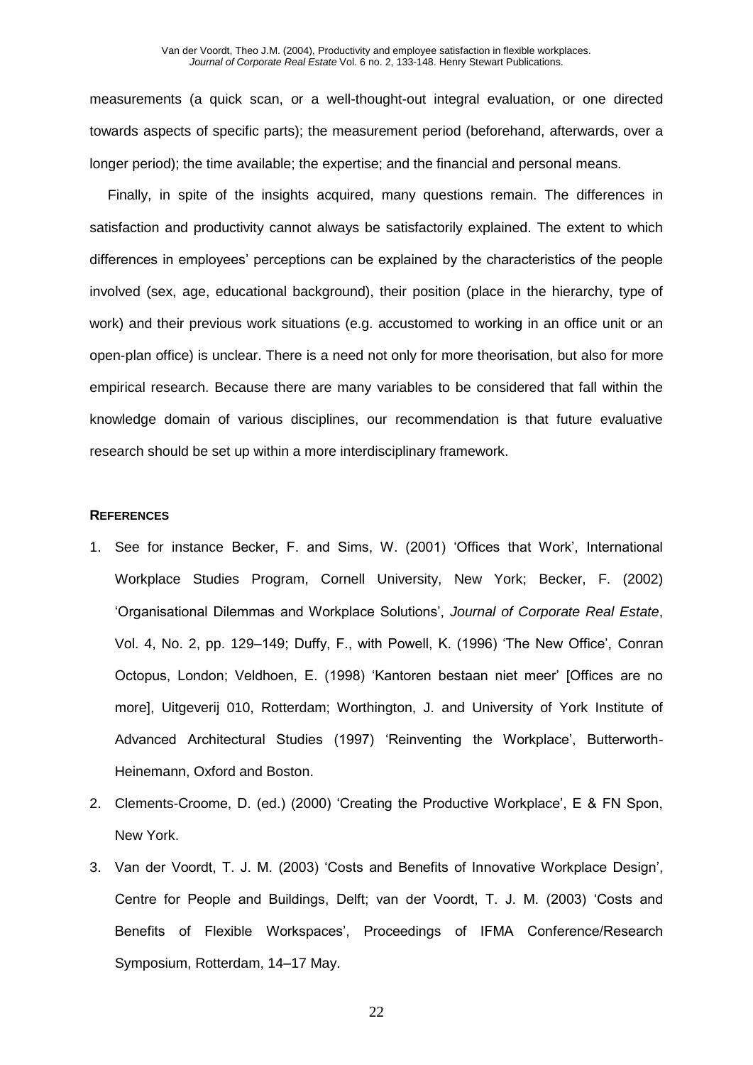measurements (a quick scan, or a well-thought-out integral evaluation, or one directed towards aspects of specific parts); the measurement period (beforehand, afterwards, over a longer period); the time available; the expertise; and the financial and personal means.

Finally, in spite of the insights acquired, many questions remain. The differences in satisfaction and productivity cannot always be satisfactorily explained. The extent to which differences in employees' perceptions can be explained by the characteristics of the people involved (sex, age, educational background), their position (place in the hierarchy, type of work) and their previous work situations (e.g. accustomed to working in an office unit or an open-plan office) is unclear. There is a need not only for more theorisation, but also for more empirical research. Because there are many variables to be considered that fall within the knowledge domain of various disciplines, our recommendation is that future evaluative research should be set up within a more interdisciplinary framework.

## REFERENCES

1. See for instance Becker, F. and Sims, W. (2001) 'Offices that Work', International Workplace Studies Program, Cornell University, New York; Becker, F. (2002) 'Organisational Dilemmas and Workplace Solutions', *Journal of Corporate Real Estate*, Vol. 4, No. 2, pp. 129–149; Duffy, F., with Powell, K. (1996) 'The New Office', Conran Octopus, London; Veldhoen, E. (1998) 'Kantoren bestaan niet meer' [Offices are no more], Uitgeverij 010, Rotterdam; Worthington, J. and University of York Institute of Advanced Architectural Studies (1997) 'Reinventing the Workplace', Butterworth-Heinemann, Oxford and Boston.
2. Clements-Croome, D. (ed.) (2000) 'Creating the Productive Workplace', E & FN Spon, New York.
3. Van der Voordt, T. J. M. (2003) 'Costs and Benefits of Innovative Workplace Design', Centre for People and Buildings, Delft; van der Voordt, T. J. M. (2003) 'Costs and Benefits of Flexible Workspaces', Proceedings of IFMA Conference/Research Symposium, Rotterdam, 14–17 May.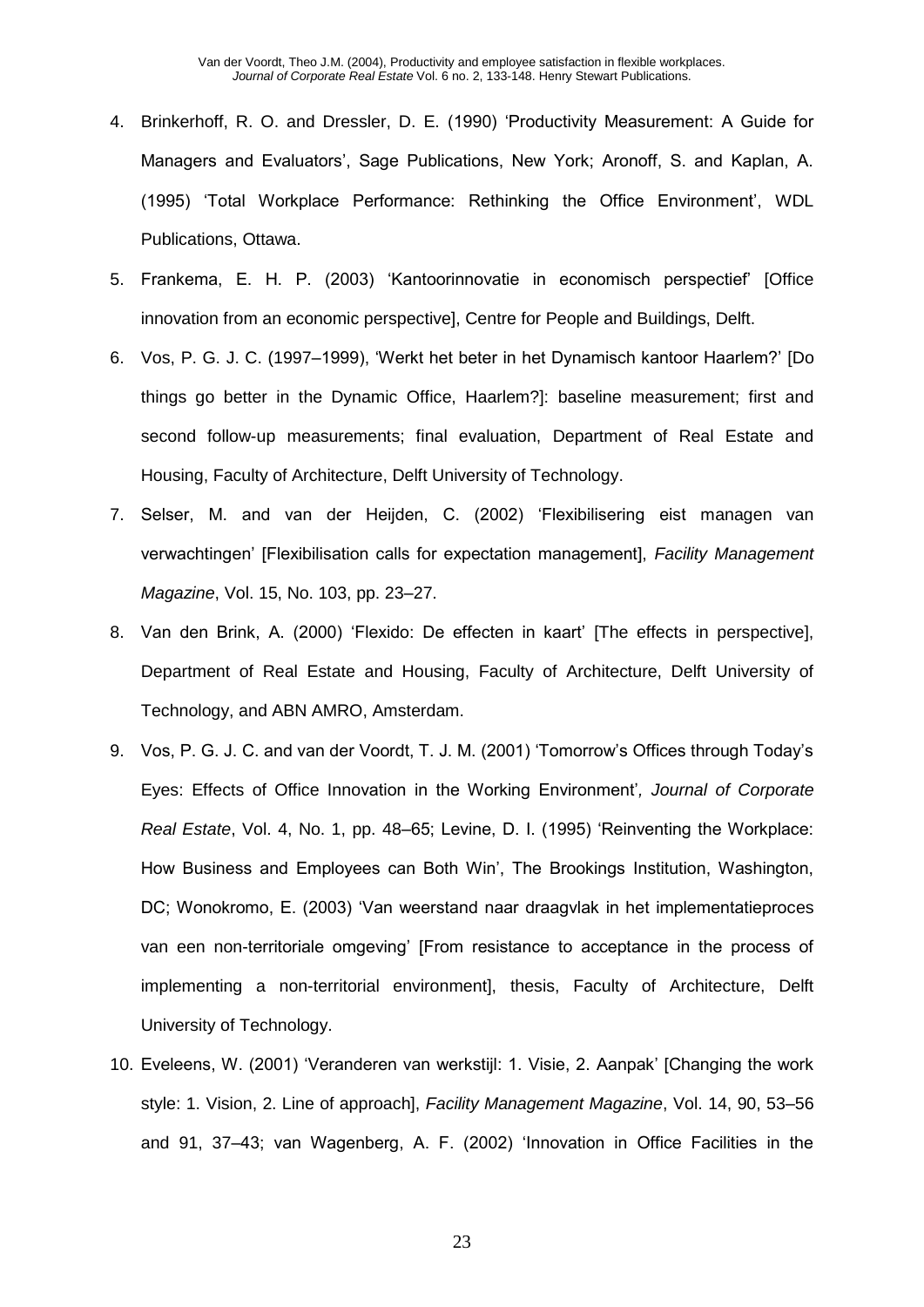4. Brinkerhoff, R. O. and Dressler, D. E. (1990) 'Productivity Measurement: A Guide for Managers and Evaluators', Sage Publications, New York; Aronoff, S. and Kaplan, A. (1995) 'Total Workplace Performance: Rethinking the Office Environment', WDL Publications, Ottawa.
5. Frankema, E. H. P. (2003) 'Kantoorinnovatie in economisch perspectief' [Office innovation from an economic perspective], Centre for People and Buildings, Delft.
6. Vos, P. G. J. C. (1997–1999), 'Werkt het beter in het Dynamisch kantoor Haarlem?' [Do things go better in the Dynamic Office, Haarlem?]: baseline measurement; first and second follow-up measurements; final evaluation, Department of Real Estate and Housing, Faculty of Architecture, Delft University of Technology.
7. Selser, M. and van der Heijden, C. (2002) 'Flexibilisering eist managen van verwachtingen' [Flexibilisation calls for expectation management], *Facility Management Magazine*, Vol. 15, No. 103, pp. 23–27.
8. Van den Brink, A. (2000) 'Flexido: De effecten in kaart' [The effects in perspective], Department of Real Estate and Housing, Faculty of Architecture, Delft University of Technology, and ABN AMRO, Amsterdam.
9. Vos, P. G. J. C. and van der Voordt, T. J. M. (2001) 'Tomorrow's Offices through Today's Eyes: Effects of Office Innovation in the Working Environment', *Journal of Corporate Real Estate*, Vol. 4, No. 1, pp. 48–65; Levine, D. I. (1995) 'Reinventing the Workplace: How Business and Employees can Both Win', The Brookings Institution, Washington, DC; Wonokromo, E. (2003) 'Van weerstand naar draagvlak in het implementatieproces van een non-territoriale omgeving' [From resistance to acceptance in the process of implementing a non-territorial environment], thesis, Faculty of Architecture, Delft University of Technology.
10. Eveleens, W. (2001) 'Veranderen van werkstijl: 1. Visie, 2. Aanpak' [Changing the work style: 1. Vision, 2. Line of approach], *Facility Management Magazine*, Vol. 14, 90, 53–56 and 91, 37–43; van Wagenberg, A. F. (2002) 'Innovation in Office Facilities in the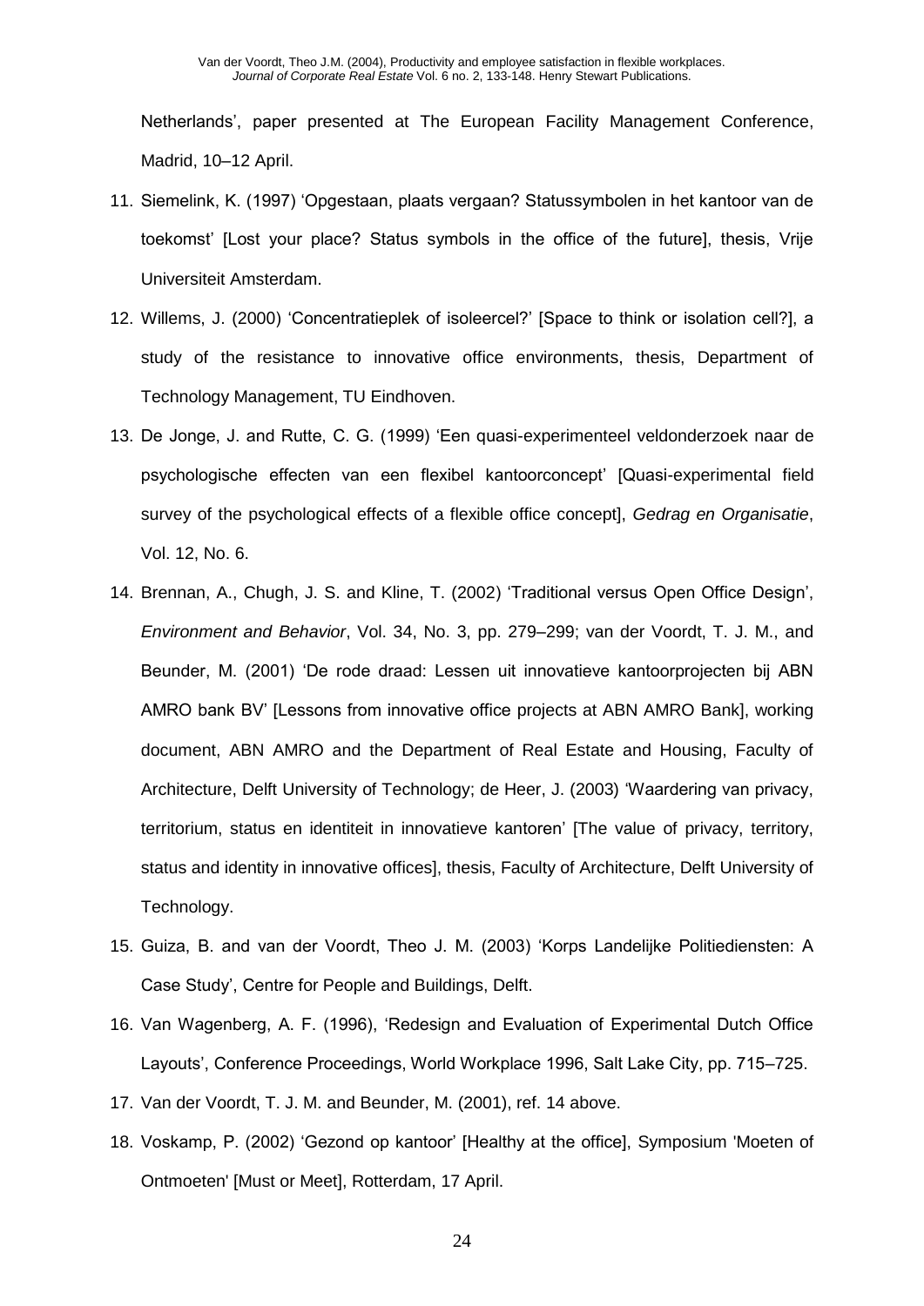Netherlands', paper presented at The European Facility Management Conference, Madrid, 10–12 April.

11. Siemelink, K. (1997) 'Opgestaan, plaats vergaan? Statussymbolen in het kantoor van de toekomst' [Lost your place? Status symbols in the office of the future], thesis, Vrije Universiteit Amsterdam.
12. Willems, J. (2000) 'Concentratieplek of isoleercel?' [Space to think or isolation cell?], a study of the resistance to innovative office environments, thesis, Department of Technology Management, TU Eindhoven.
13. De Jonge, J. and Rutte, C. G. (1999) 'Een quasi-experimenteel veldonderzoek naar de psychologische effecten van een flexibel kantoorconcept' [Quasi-experimental field survey of the psychological effects of a flexible office concept], *Gedrag en Organisatie*, Vol. 12, No. 6.
14. Brennan, A., Chugh, J. S. and Kline, T. (2002) 'Traditional versus Open Office Design', *Environment and Behavior*, Vol. 34, No. 3, pp. 279–299; van der Voordt, T. J. M., and Beunder, M. (2001) 'De rode draad: Lessen uit innovatieve kantoorprojecten bij ABN AMRO bank BV' [Lessons from innovative office projects at ABN AMRO Bank], working document, ABN AMRO and the Department of Real Estate and Housing, Faculty of Architecture, Delft University of Technology; de Heer, J. (2003) 'Waardering van privacy, territorium, status en identiteit in innovatieve kantoren' [The value of privacy, territory, status and identity in innovative offices], thesis, Faculty of Architecture, Delft University of Technology.
15. Guiza, B. and van der Voordt, Theo J. M. (2003) 'Korps Landelijke Politiediensten: A Case Study', Centre for People and Buildings, Delft.
16. Van Wagenberg, A. F. (1996), 'Redesign and Evaluation of Experimental Dutch Office Layouts', Conference Proceedings, World Workplace 1996, Salt Lake City, pp. 715–725.
17. Van der Voordt, T. J. M. and Beunder, M. (2001), ref. 14 above.
18. Voskamp, P. (2002) 'Gezond op kantoor' [Healthy at the office], Symposium 'Moeten of Ontmoeten' [Must or Meet], Rotterdam, 17 April.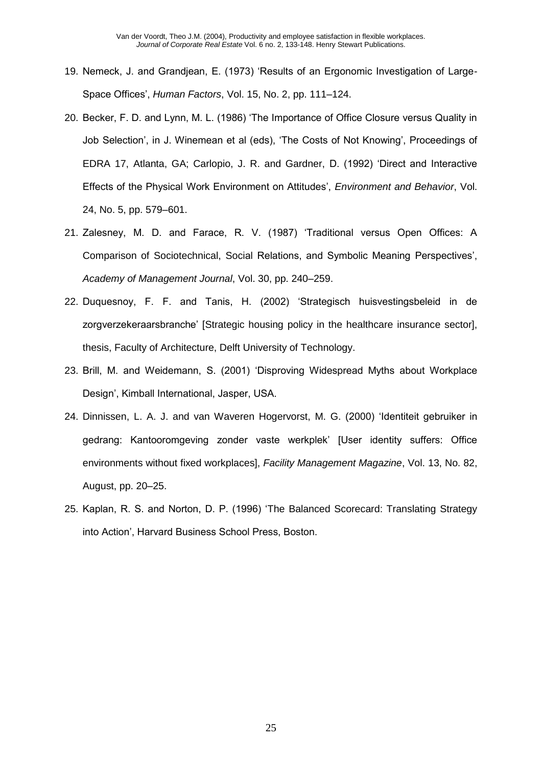19. Nemeck, J. and Grandjean, E. (1973) 'Results of an Ergonomic Investigation of Large-Space Offices', *Human Factors*, Vol. 15, No. 2, pp. 111–124.
20. Becker, F. D. and Lynn, M. L. (1986) 'The Importance of Office Closure versus Quality in Job Selection', in J. Winemean et al (eds), 'The Costs of Not Knowing', Proceedings of EDRA 17, Atlanta, GA; Carlopio, J. R. and Gardner, D. (1992) 'Direct and Interactive Effects of the Physical Work Environment on Attitudes', *Environment and Behavior*, Vol. 24, No. 5, pp. 579–601.
21. Zalesney, M. D. and Farace, R. V. (1987) 'Traditional versus Open Offices: A Comparison of Sociotechnical, Social Relations, and Symbolic Meaning Perspectives', *Academy of Management Journal*, Vol. 30, pp. 240–259.
22. Duquesnoy, F. F. and Tanis, H. (2002) 'Strategisch huisvestingsbeleid in de zorgverzekeraarsbranche' [Strategic housing policy in the healthcare insurance sector], thesis, Faculty of Architecture, Delft University of Technology.
23. Brill, M. and Weidemann, S. (2001) 'Disproving Widespread Myths about Workplace Design', Kimball International, Jasper, USA.
24. Dinnissen, L. A. J. and van Waveren Hogervorst, M. G. (2000) 'Identiteit gebruiker in gedrang: Kantooromgeving zonder vaste werkplek' [User identity suffers: Office environments without fixed workplaces], *Facility Management Magazine*, Vol. 13, No. 82, August, pp. 20–25.
25. Kaplan, R. S. and Norton, D. P. (1996) 'The Balanced Scorecard: Translating Strategy into Action', Harvard Business School Press, Boston.